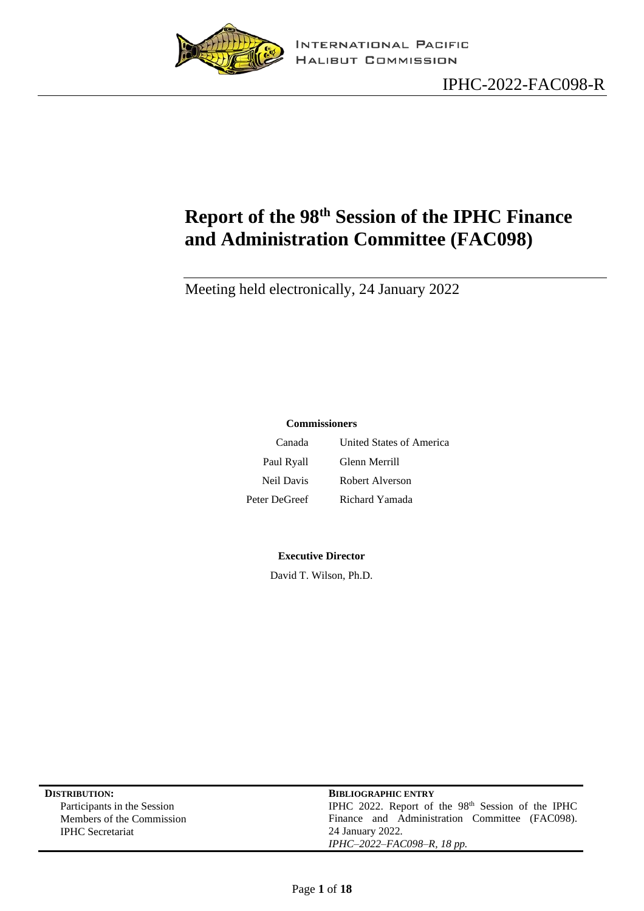INTERNATIONAL PACIFIC HALIBUT COMMISSION

IPHC-2022-FAC098-R

# Report of the 98th Session of the IPHC Finance and Administration Committee (FAC098)

Meeting held electronically, 24 January 2022

**Commissioners**

| Canada | United States of America |
|---|---|
| Paul Ryall | Glenn Merrill |
| Neil Davis | Robert Alverson |
| Peter DeGreef | Richard Yamada |

**Executive Director**

David T. Wilson, Ph.D.

**DISTRIBUTION:**

Participants in the Session
Members of the Commission
IPHC Secretariat

**BIBLIOGRAPHIC ENTRY**

IPHC 2022. Report of the 98th Session of the IPHC Finance and Administration Committee (FAC098). 24 January 2022.
*IPHC–2022–FAC098–R, 18 pp.*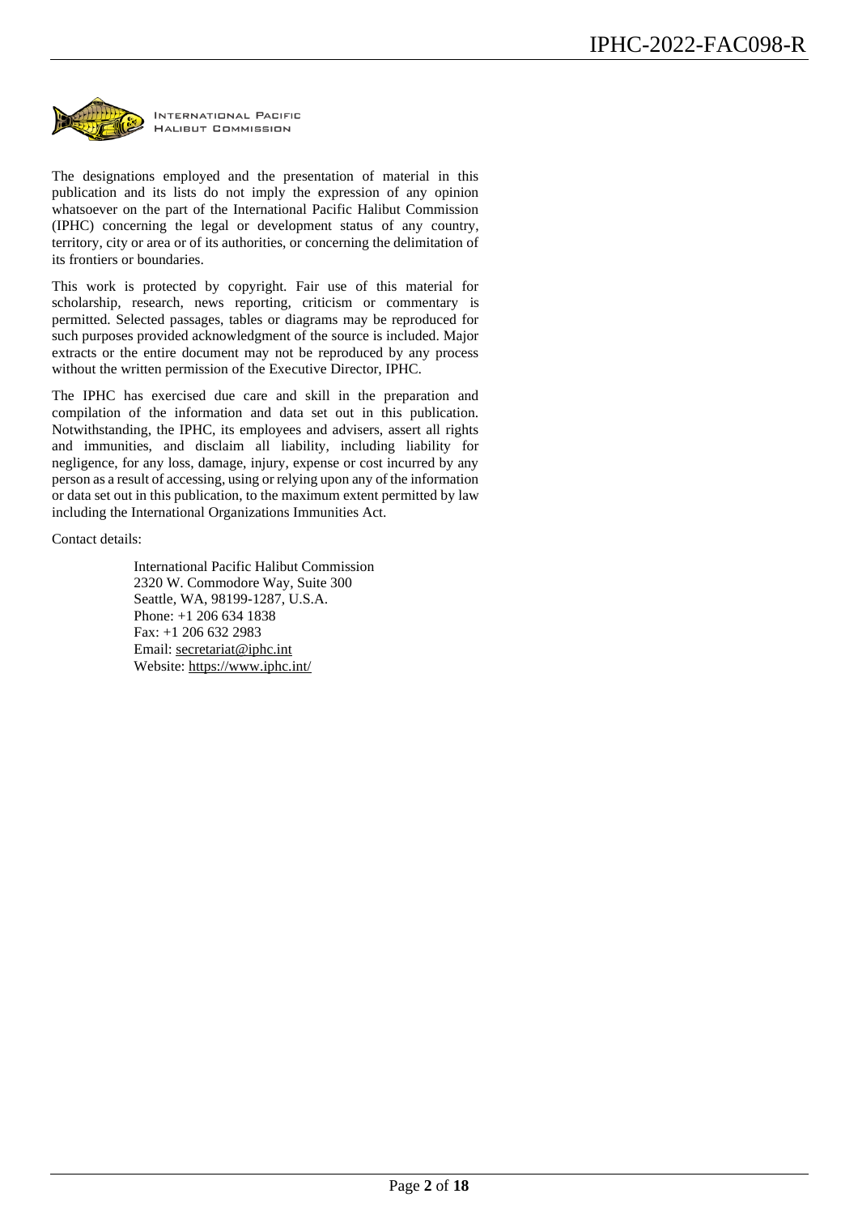INTERNATIONAL PACIFIC HALIBUT COMMISSION

The designations employed and the presentation of material in this publication and its lists do not imply the expression of any opinion whatsoever on the part of the International Pacific Halibut Commission (IPHC) concerning the legal or development status of any country, territory, city or area or of its authorities, or concerning the delimitation of its frontiers or boundaries.

This work is protected by copyright. Fair use of this material for scholarship, research, news reporting, criticism or commentary is permitted. Selected passages, tables or diagrams may be reproduced for such purposes provided acknowledgment of the source is included. Major extracts or the entire document may not be reproduced by any process without the written permission of the Executive Director, IPHC.

The IPHC has exercised due care and skill in the preparation and compilation of the information and data set out in this publication. Notwithstanding, the IPHC, its employees and advisers, assert all rights and immunities, and disclaim all liability, including liability for negligence, for any loss, damage, injury, expense or cost incurred by any person as a result of accessing, using or relying upon any of the information or data set out in this publication, to the maximum extent permitted by law including the International Organizations Immunities Act.

Contact details:

International Pacific Halibut Commission
2320 W. Commodore Way, Suite 300
Seattle, WA, 98199-1287, U.S.A.
Phone: +1 206 634 1838
Fax: +1 206 632 2983
Email: secretariat@iphc.int
Website: https://www.iphc.int/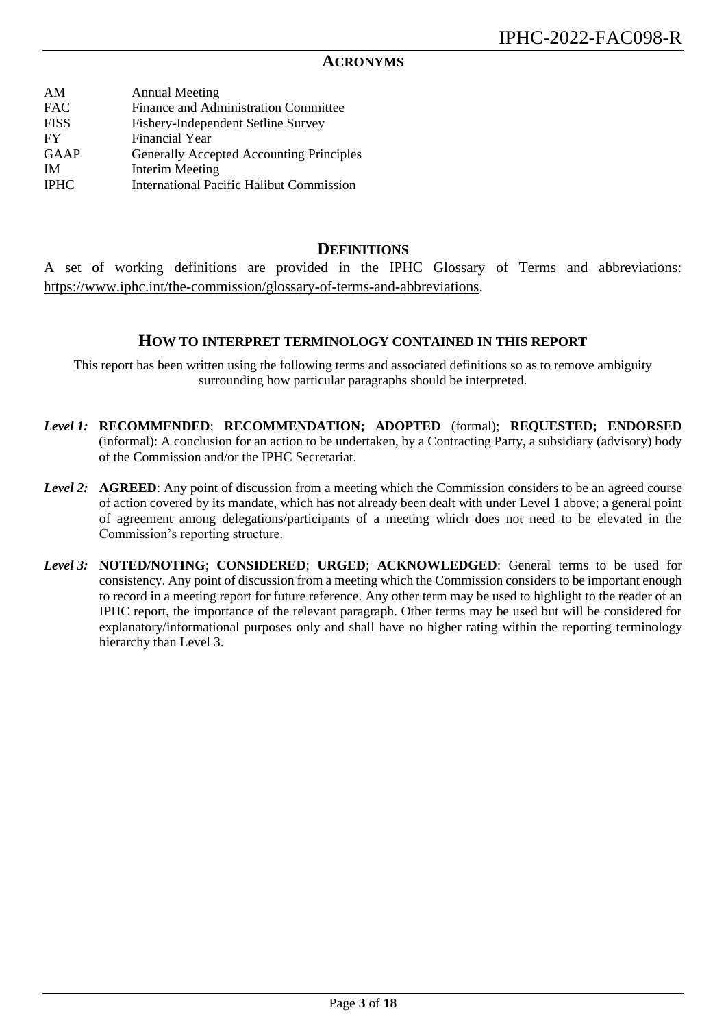## ACRONYMS

| | |
|---|---|
| AM | Annual Meeting |
| FAC | Finance and Administration Committee |
| FISS | Fishery-Independent Setline Survey |
| FY | Financial Year |
| GAAP | Generally Accepted Accounting Principles |
| IM | Interim Meeting |
| IPHC | International Pacific Halibut Commission |

## DEFINITIONS

A set of working definitions are provided in the IPHC Glossary of Terms and abbreviations: https://www.iphc.int/the-commission/glossary-of-terms-and-abbreviations.

## HOW TO INTERPRET TERMINOLOGY CONTAINED IN THIS REPORT

This report has been written using the following terms and associated definitions so as to remove ambiguity surrounding how particular paragraphs should be interpreted.

***Level 1:*** **RECOMMENDED**; **RECOMMENDATION; ADOPTED** (formal); **REQUESTED; ENDORSED** (informal): A conclusion for an action to be undertaken, by a Contracting Party, a subsidiary (advisory) body of the Commission and/or the IPHC Secretariat.

***Level 2:*** **AGREED**: Any point of discussion from a meeting which the Commission considers to be an agreed course of action covered by its mandate, which has not already been dealt with under Level 1 above; a general point of agreement among delegations/participants of a meeting which does not need to be elevated in the Commission's reporting structure.

***Level 3:*** **NOTED/NOTING**; **CONSIDERED**; **URGED**; **ACKNOWLEDGED**: General terms to be used for consistency. Any point of discussion from a meeting which the Commission considers to be important enough to record in a meeting report for future reference. Any other term may be used to highlight to the reader of an IPHC report, the importance of the relevant paragraph. Other terms may be used but will be considered for explanatory/informational purposes only and shall have no higher rating within the reporting terminology hierarchy than Level 3.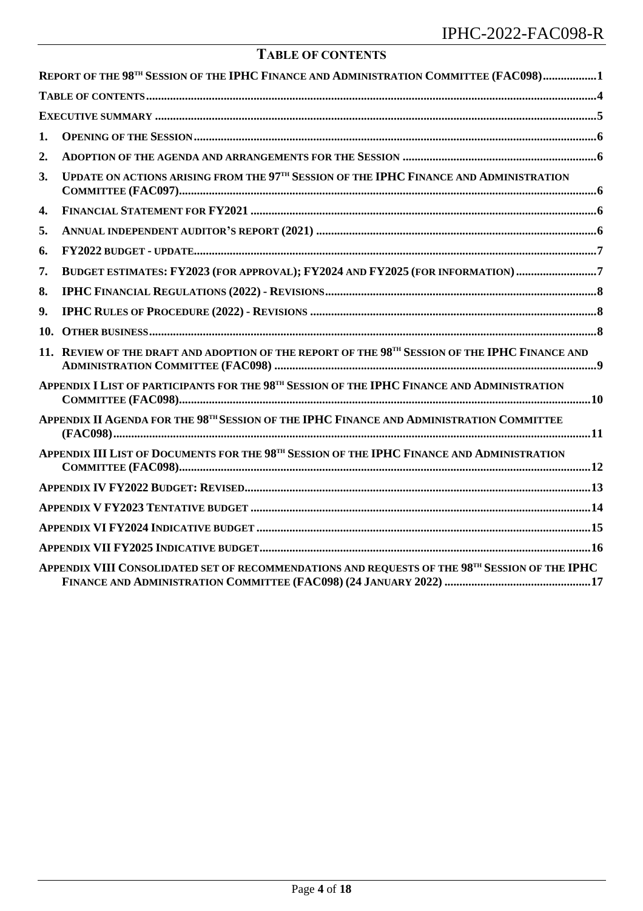# TABLE OF CONTENTS

REPORT OF THE 98TH SESSION OF THE IPHC FINANCE AND ADMINISTRATION COMMITTEE (FAC098)..................1

TABLE OF CONTENTS....................................................................................................................................4

EXECUTIVE SUMMARY ..................................................................................................................................5

1. OPENING OF THE SESSION.....................................................................................................................6
2. ADOPTION OF THE AGENDA AND ARRANGEMENTS FOR THE SESSION .................................................................6
3. UPDATE ON ACTIONS ARISING FROM THE 97TH SESSION OF THE IPHC FINANCE AND ADMINISTRATION COMMITTEE (FAC097)..........................................................................................................................6
4. FINANCIAL STATEMENT FOR FY2021 ...................................................................................................6
5. ANNUAL INDEPENDENT AUDITOR'S REPORT (2021) ...........................................................................6
6. FY2022 BUDGET - UPDATE....................................................................................................................7
7. BUDGET ESTIMATES: FY2023 (FOR APPROVAL); FY2024 AND FY2025 (FOR INFORMATION) ............................7
8. IPHC FINANCIAL REGULATIONS (2022) - REVISIONS..........................................................................8
9. IPHC RULES OF PROCEDURE (2022) - REVISIONS ...............................................................................8
10. OTHER BUSINESS...................................................................................................................................8
11. REVIEW OF THE DRAFT AND ADOPTION OF THE REPORT OF THE 98TH SESSION OF THE IPHC FINANCE AND ADMINISTRATION COMMITTEE (FAC098) ..........................................................................................9

APPENDIX I LIST OF PARTICIPANTS FOR THE 98TH SESSION OF THE IPHC FINANCE AND ADMINISTRATION COMMITTEE (FAC098)........................................................................................................................10

APPENDIX II AGENDA FOR THE 98TH SESSION OF THE IPHC FINANCE AND ADMINISTRATION COMMITTEE (FAC098).............................................................................................................................................11

APPENDIX III LIST OF DOCUMENTS FOR THE 98TH SESSION OF THE IPHC FINANCE AND ADMINISTRATION COMMITTEE (FAC098)........................................................................................................................12

APPENDIX IV FY2022 BUDGET: REVISED..................................................................................................13

APPENDIX V FY2023 TENTATIVE BUDGET ................................................................................................14

APPENDIX VI FY2024 INDICATIVE BUDGET ..............................................................................................15

APPENDIX VII FY2025 INDICATIVE BUDGET.............................................................................................16

APPENDIX VIII CONSOLIDATED SET OF RECOMMENDATIONS AND REQUESTS OF THE 98TH SESSION OF THE IPHC FINANCE AND ADMINISTRATION COMMITTEE (FAC098) (24 JANUARY 2022) .................................................17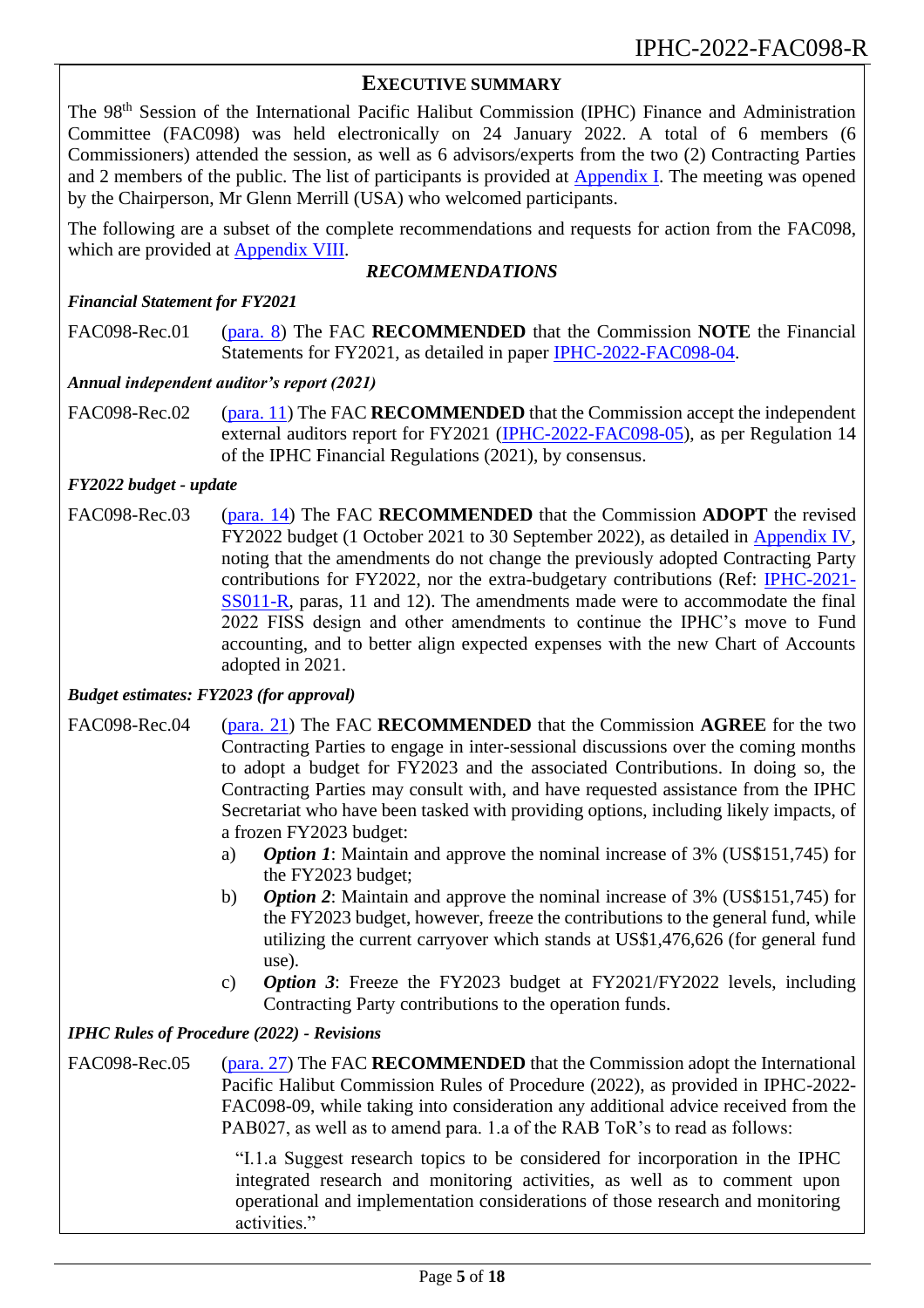## EXECUTIVE SUMMARY

The 98th Session of the International Pacific Halibut Commission (IPHC) Finance and Administration Committee (FAC098) was held electronically on 24 January 2022. A total of 6 members (6 Commissioners) attended the session, as well as 6 advisors/experts from the two (2) Contracting Parties and 2 members of the public. The list of participants is provided at Appendix I. The meeting was opened by the Chairperson, Mr Glenn Merrill (USA) who welcomed participants.

The following are a subset of the complete recommendations and requests for action from the FAC098, which are provided at Appendix VIII.

### *RECOMMENDATIONS*

***Financial Statement for FY2021***

FAC098-Rec.01 (para. 8) The FAC **RECOMMENDED** that the Commission **NOTE** the Financial Statements for FY2021, as detailed in paper IPHC-2022-FAC098-04.

***Annual independent auditor's report (2021)***

FAC098-Rec.02 (para. 11) The FAC **RECOMMENDED** that the Commission accept the independent external auditors report for FY2021 (IPHC-2022-FAC098-05), as per Regulation 14 of the IPHC Financial Regulations (2021), by consensus.

***FY2022 budget - update***

FAC098-Rec.03 (para. 14) The FAC **RECOMMENDED** that the Commission **ADOPT** the revised FY2022 budget (1 October 2021 to 30 September 2022), as detailed in Appendix IV, noting that the amendments do not change the previously adopted Contracting Party contributions for FY2022, nor the extra-budgetary contributions (Ref: IPHC-2021-SS011-R, paras, 11 and 12). The amendments made were to accommodate the final 2022 FISS design and other amendments to continue the IPHC's move to Fund accounting, and to better align expected expenses with the new Chart of Accounts adopted in 2021.

***Budget estimates: FY2023 (for approval)***

FAC098-Rec.04 (para. 21) The FAC **RECOMMENDED** that the Commission **AGREE** for the two Contracting Parties to engage in inter-sessional discussions over the coming months to adopt a budget for FY2023 and the associated Contributions. In doing so, the Contracting Parties may consult with, and have requested assistance from the IPHC Secretariat who have been tasked with providing options, including likely impacts, of a frozen FY2023 budget:

a) ***Option 1***: Maintain and approve the nominal increase of 3% (US$151,745) for the FY2023 budget;
b) ***Option 2***: Maintain and approve the nominal increase of 3% (US$151,745) for the FY2023 budget, however, freeze the contributions to the general fund, while utilizing the current carryover which stands at US$1,476,626 (for general fund use).
c) ***Option 3***: Freeze the FY2023 budget at FY2021/FY2022 levels, including Contracting Party contributions to the operation funds.

***IPHC Rules of Procedure (2022) - Revisions***

FAC098-Rec.05 (para. 27) The FAC **RECOMMENDED** that the Commission adopt the International Pacific Halibut Commission Rules of Procedure (2022), as provided in IPHC-2022-FAC098-09, while taking into consideration any additional advice received from the PAB027, as well as to amend para. 1.a of the RAB ToR's to read as follows:

> "I.1.a Suggest research topics to be considered for incorporation in the IPHC integrated research and monitoring activities, as well as to comment upon operational and implementation considerations of those research and monitoring activities."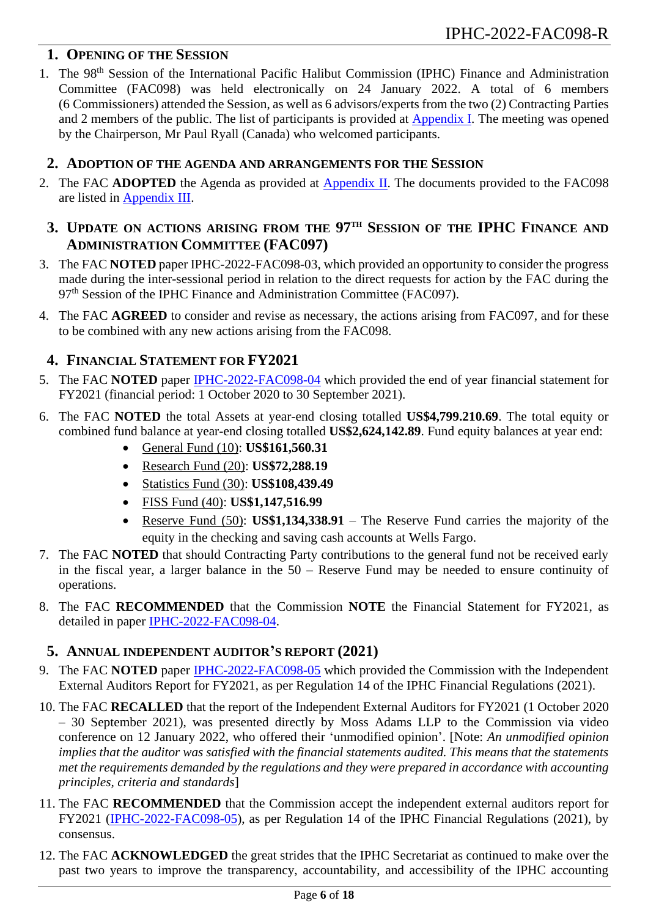## 1. Opening of the Session

1. The 98th Session of the International Pacific Halibut Commission (IPHC) Finance and Administration Committee (FAC098) was held electronically on 24 January 2022. A total of 6 members (6 Commissioners) attended the Session, as well as 6 advisors/experts from the two (2) Contracting Parties and 2 members of the public. The list of participants is provided at Appendix I. The meeting was opened by the Chairperson, Mr Paul Ryall (Canada) who welcomed participants.

## 2. Adoption of the Agenda and Arrangements for the Session

2. The FAC **ADOPTED** the Agenda as provided at Appendix II. The documents provided to the FAC098 are listed in Appendix III.

## 3. Update on Actions Arising from the 97th Session of the IPHC Finance and Administration Committee (FAC097)

3. The FAC **NOTED** paper IPHC-2022-FAC098-03, which provided an opportunity to consider the progress made during the inter-sessional period in relation to the direct requests for action by the FAC during the 97th Session of the IPHC Finance and Administration Committee (FAC097).

4. The FAC **AGREED** to consider and revise as necessary, the actions arising from FAC097, and for these to be combined with any new actions arising from the FAC098.

## 4. Financial Statement for FY2021

5. The FAC **NOTED** paper IPHC-2022-FAC098-04 which provided the end of year financial statement for FY2021 (financial period: 1 October 2020 to 30 September 2021).

6. The FAC **NOTED** the total Assets at year-end closing totalled **US$4,799,210.69**. The total equity or combined fund balance at year-end closing totalled **US$2,624,142.89**. Fund equity balances at year end:
   - General Fund (10): **US$161,560.31**
   - Research Fund (20): **US$72,288.19**
   - Statistics Fund (30): **US$108,439.49**
   - FISS Fund (40): **US$1,147,516.99**
   - Reserve Fund (50): **US$1,134,338.91** – The Reserve Fund carries the majority of the equity in the checking and saving cash accounts at Wells Fargo.

7. The FAC **NOTED** that should Contracting Party contributions to the general fund not be received early in the fiscal year, a larger balance in the 50 – Reserve Fund may be needed to ensure continuity of operations.

8. The FAC **RECOMMENDED** that the Commission **NOTE** the Financial Statement for FY2021, as detailed in paper IPHC-2022-FAC098-04.

## 5. Annual Independent Auditor's Report (2021)

9. The FAC **NOTED** paper IPHC-2022-FAC098-05 which provided the Commission with the Independent External Auditors Report for FY2021, as per Regulation 14 of the IPHC Financial Regulations (2021).

10. The FAC **RECALLED** that the report of the Independent External Auditors for FY2021 (1 October 2020 – 30 September 2021), was presented directly by Moss Adams LLP to the Commission via video conference on 12 January 2022, who offered their 'unmodified opinion'. [Note: *An unmodified opinion implies that the auditor was satisfied with the financial statements audited. This means that the statements met the requirements demanded by the regulations and they were prepared in accordance with accounting principles, criteria and standards*]

11. The FAC **RECOMMENDED** that the Commission accept the independent external auditors report for FY2021 (IPHC-2022-FAC098-05), as per Regulation 14 of the IPHC Financial Regulations (2021), by consensus.

12. The FAC **ACKNOWLEDGED** the great strides that the IPHC Secretariat as continued to make over the past two years to improve the transparency, accountability, and accessibility of the IPHC accounting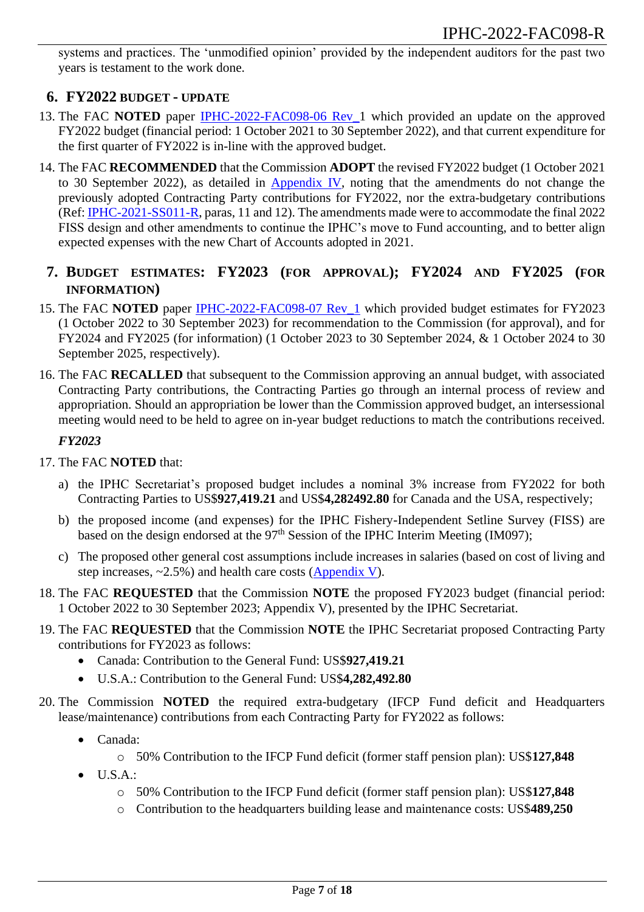systems and practices. The 'unmodified opinion' provided by the independent auditors for the past two years is testament to the work done.

## 6. FY2022 BUDGET - UPDATE

13. The FAC **NOTED** paper IPHC-2022-FAC098-06 Rev_1 which provided an update on the approved FY2022 budget (financial period: 1 October 2021 to 30 September 2022), and that current expenditure for the first quarter of FY2022 is in-line with the approved budget.

14. The FAC **RECOMMENDED** that the Commission **ADOPT** the revised FY2022 budget (1 October 2021 to 30 September 2022), as detailed in Appendix IV, noting that the amendments do not change the previously adopted Contracting Party contributions for FY2022, nor the extra-budgetary contributions (Ref: IPHC-2021-SS011-R, paras, 11 and 12). The amendments made were to accommodate the final 2022 FISS design and other amendments to continue the IPHC's move to Fund accounting, and to better align expected expenses with the new Chart of Accounts adopted in 2021.

## 7. BUDGET ESTIMATES: FY2023 (FOR APPROVAL); FY2024 AND FY2025 (FOR INFORMATION)

15. The FAC **NOTED** paper IPHC-2022-FAC098-07 Rev_1 which provided budget estimates for FY2023 (1 October 2022 to 30 September 2023) for recommendation to the Commission (for approval), and for FY2024 and FY2025 (for information) (1 October 2023 to 30 September 2024, & 1 October 2024 to 30 September 2025, respectively).

16. The FAC **RECALLED** that subsequent to the Commission approving an annual budget, with associated Contracting Party contributions, the Contracting Parties go through an internal process of review and appropriation. Should an appropriation be lower than the Commission approved budget, an intersessional meeting would need to be held to agree on in-year budget reductions to match the contributions received.

***FY2023***

17. The FAC **NOTED** that:
    a) the IPHC Secretariat's proposed budget includes a nominal 3% increase from FY2022 for both Contracting Parties to US$**927,419.21** and US$**4,282492.80** for Canada and the USA, respectively;
    b) the proposed income (and expenses) for the IPHC Fishery-Independent Setline Survey (FISS) are based on the design endorsed at the 97th Session of the IPHC Interim Meeting (IM097);
    c) The proposed other general cost assumptions include increases in salaries (based on cost of living and step increases, ~2.5%) and health care costs (Appendix V).

18. The FAC **REQUESTED** that the Commission **NOTE** the proposed FY2023 budget (financial period: 1 October 2022 to 30 September 2023; Appendix V), presented by the IPHC Secretariat.

19. The FAC **REQUESTED** that the Commission **NOTE** the IPHC Secretariat proposed Contracting Party contributions for FY2023 as follows:
    - Canada: Contribution to the General Fund: US$**927,419.21**
    - U.S.A.: Contribution to the General Fund: US$**4,282,492.80**

20. The Commission **NOTED** the required extra-budgetary (IFCP Fund deficit and Headquarters lease/maintenance) contributions from each Contracting Party for FY2022 as follows:
    - Canada:
        - 50% Contribution to the IFCP Fund deficit (former staff pension plan): US$**127,848**
    - U.S.A.:
        - 50% Contribution to the IFCP Fund deficit (former staff pension plan): US$**127,848**
        - Contribution to the headquarters building lease and maintenance costs: US$**489,250**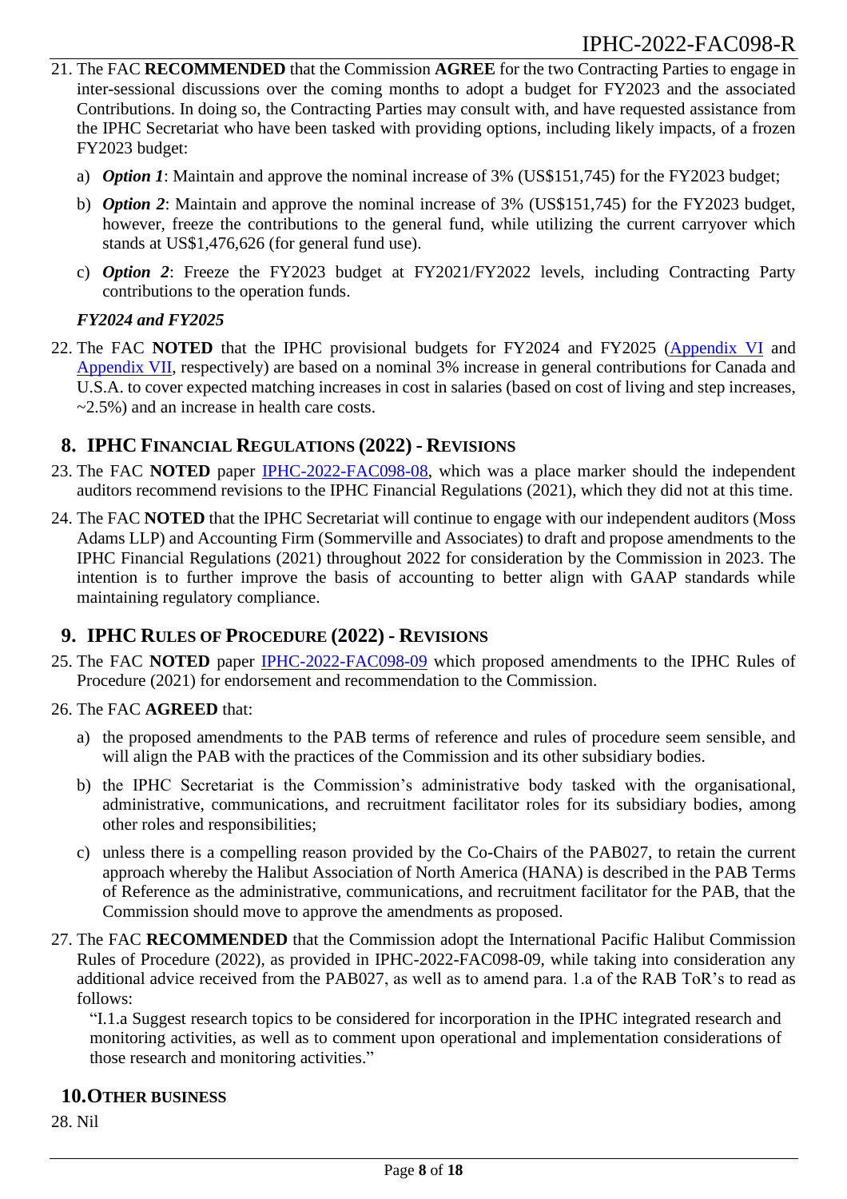21. The FAC **RECOMMENDED** that the Commission **AGREE** for the two Contracting Parties to engage in inter-sessional discussions over the coming months to adopt a budget for FY2023 and the associated Contributions. In doing so, the Contracting Parties may consult with, and have requested assistance from the IPHC Secretariat who have been tasked with providing options, including likely impacts, of a frozen FY2023 budget:

    a) ***Option 1***: Maintain and approve the nominal increase of 3% (US$151,745) for the FY2023 budget;

    b) ***Option 2***: Maintain and approve the nominal increase of 3% (US$151,745) for the FY2023 budget, however, freeze the contributions to the general fund, while utilizing the current carryover which stands at US$1,476,626 (for general fund use).

    c) ***Option 2***: Freeze the FY2023 budget at FY2021/FY2022 levels, including Contracting Party contributions to the operation funds.

***FY2024 and FY2025***

22. The FAC **NOTED** that the IPHC provisional budgets for FY2024 and FY2025 (Appendix VI and Appendix VII, respectively) are based on a nominal 3% increase in general contributions for Canada and U.S.A. to cover expected matching increases in cost in salaries (based on cost of living and step increases, ~2.5%) and an increase in health care costs.

## 8. IPHC Financial Regulations (2022) - Revisions

23. The FAC **NOTED** paper IPHC-2022-FAC098-08, which was a place marker should the independent auditors recommend revisions to the IPHC Financial Regulations (2021), which they did not at this time.

24. The FAC **NOTED** that the IPHC Secretariat will continue to engage with our independent auditors (Moss Adams LLP) and Accounting Firm (Sommerville and Associates) to draft and propose amendments to the IPHC Financial Regulations (2021) throughout 2022 for consideration by the Commission in 2023. The intention is to further improve the basis of accounting to better align with GAAP standards while maintaining regulatory compliance.

## 9. IPHC Rules of Procedure (2022) - Revisions

25. The FAC **NOTED** paper IPHC-2022-FAC098-09 which proposed amendments to the IPHC Rules of Procedure (2021) for endorsement and recommendation to the Commission.

26. The FAC **AGREED** that:

    a) the proposed amendments to the PAB terms of reference and rules of procedure seem sensible, and will align the PAB with the practices of the Commission and its other subsidiary bodies.

    b) the IPHC Secretariat is the Commission's administrative body tasked with the organisational, administrative, communications, and recruitment facilitator roles for its subsidiary bodies, among other roles and responsibilities;

    c) unless there is a compelling reason provided by the Co-Chairs of the PAB027, to retain the current approach whereby the Halibut Association of North America (HANA) is described in the PAB Terms of Reference as the administrative, communications, and recruitment facilitator for the PAB, that the Commission should move to approve the amendments as proposed.

27. The FAC **RECOMMENDED** that the Commission adopt the International Pacific Halibut Commission Rules of Procedure (2022), as provided in IPHC-2022-FAC098-09, while taking into consideration any additional advice received from the PAB027, as well as to amend para. 1.a of the RAB ToR's to read as follows:

    "I.1.a Suggest research topics to be considered for incorporation in the IPHC integrated research and monitoring activities, as well as to comment upon operational and implementation considerations of those research and monitoring activities."

## 10. Other Business

28. Nil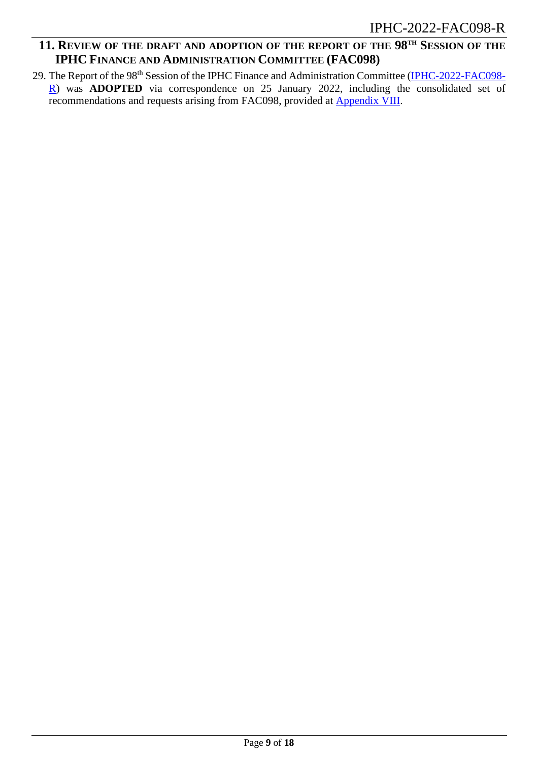## 11. Review of the draft and adoption of the report of the 98th Session of the IPHC Finance and Administration Committee (FAC098)

29. The Report of the 98th Session of the IPHC Finance and Administration Committee (IPHC-2022-FAC098-R) was **ADOPTED** via correspondence on 25 January 2022, including the consolidated set of recommendations and requests arising from FAC098, provided at Appendix VIII.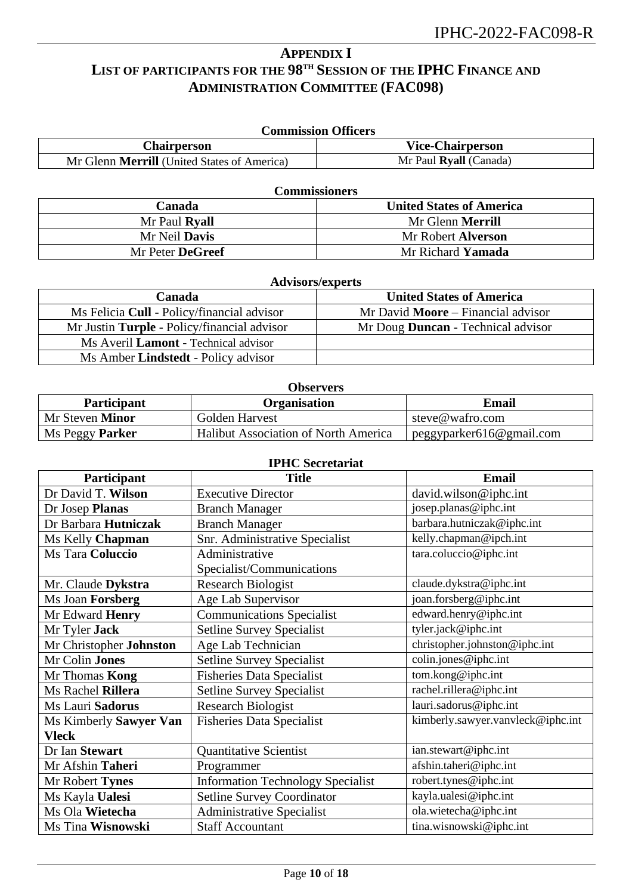# APPENDIX I
## LIST OF PARTICIPANTS FOR THE 98TH SESSION OF THE IPHC FINANCE AND ADMINISTRATION COMMITTEE (FAC098)

**Commission Officers**

| Chairperson | Vice-Chairperson |
|---|---|
| Mr Glenn **Merrill** (United States of America) | Mr Paul **Ryall** (Canada) |

**Commissioners**

| Canada | United States of America |
|---|---|
| Mr Paul **Ryall** | Mr Glenn **Merrill** |
| Mr Neil **Davis** | Mr Robert **Alverson** |
| Mr Peter **DeGreef** | Mr Richard **Yamada** |

**Advisors/experts**

| Canada | United States of America |
|---|---|
| Ms Felicia **Cull** - Policy/financial advisor | Mr David **Moore** – Financial advisor |
| Mr Justin **Turple** - Policy/financial advisor | Mr Doug **Duncan** - Technical advisor |
| Ms Averil **Lamont** - Technical advisor | |
| Ms Amber **Lindstedt** - Policy advisor | |

**Observers**

| Participant | Organisation | Email |
|---|---|---|
| Mr Steven **Minor** | Golden Harvest | steve@wafro.com |
| Ms Peggy **Parker** | Halibut Association of North America | peggyparker616@gmail.com |

**IPHC Secretariat**

| Participant | Title | Email |
|---|---|---|
| Dr David T. **Wilson** | Executive Director | david.wilson@iphc.int |
| Dr Josep **Planas** | Branch Manager | josep.planas@iphc.int |
| Dr Barbara **Hutniczak** | Branch Manager | barbara.hutniczak@iphc.int |
| Ms Kelly **Chapman** | Snr. Administrative Specialist | kelly.chapman@ipch.int |
| Ms Tara **Coluccio** | Administrative Specialist/Communications | tara.coluccio@iphc.int |
| Mr. Claude **Dykstra** | Research Biologist | claude.dykstra@iphc.int |
| Ms Joan **Forsberg** | Age Lab Supervisor | joan.forsberg@iphc.int |
| Mr Edward **Henry** | Communications Specialist | edward.henry@iphc.int |
| Mr Tyler **Jack** | Setline Survey Specialist | tyler.jack@iphc.int |
| Mr Christopher **Johnston** | Age Lab Technician | christopher.johnston@iphc.int |
| Mr Colin **Jones** | Setline Survey Specialist | colin.jones@iphc.int |
| Mr Thomas **Kong** | Fisheries Data Specialist | tom.kong@iphc.int |
| Ms Rachel **Rillera** | Setline Survey Specialist | rachel.rillera@iphc.int |
| Ms Lauri **Sadorus** | Research Biologist | lauri.sadorus@iphc.int |
| Ms Kimberly **Sawyer Van Vleck** | Fisheries Data Specialist | kimberly.sawyer.vanvleck@iphc.int |
| Dr Ian **Stewart** | Quantitative Scientist | ian.stewart@iphc.int |
| Mr Afshin **Taheri** | Programmer | afshin.taheri@iphc.int |
| Mr Robert **Tynes** | Information Technology Specialist | robert.tynes@iphc.int |
| Ms Kayla **Ualesi** | Setline Survey Coordinator | kayla.ualesi@iphc.int |
| Ms Ola **Wietecha** | Administrative Specialist | ola.wietecha@iphc.int |
| Ms Tina **Wisnowski** | Staff Accountant | tina.wisnowski@iphc.int |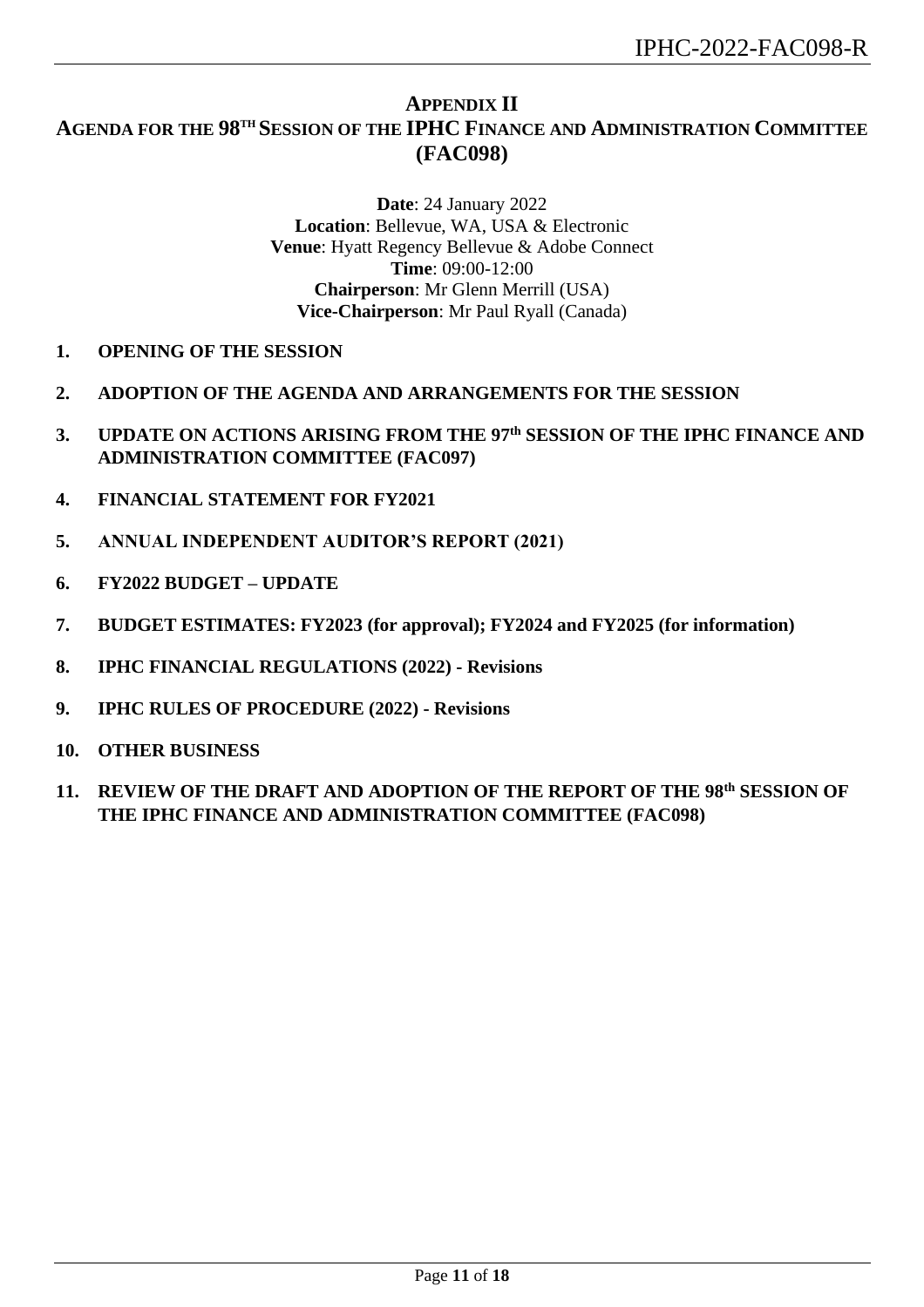# APPENDIX II
# AGENDA FOR THE 98TH SESSION OF THE IPHC FINANCE AND ADMINISTRATION COMMITTEE (FAC098)

**Date**: 24 January 2022
**Location**: Bellevue, WA, USA & Electronic
**Venue**: Hyatt Regency Bellevue & Adobe Connect
**Time**: 09:00-12:00
**Chairperson**: Mr Glenn Merrill (USA)
**Vice-Chairperson**: Mr Paul Ryall (Canada)

1. **OPENING OF THE SESSION**
2. **ADOPTION OF THE AGENDA AND ARRANGEMENTS FOR THE SESSION**
3. **UPDATE ON ACTIONS ARISING FROM THE 97th SESSION OF THE IPHC FINANCE AND ADMINISTRATION COMMITTEE (FAC097)**
4. **FINANCIAL STATEMENT FOR FY2021**
5. **ANNUAL INDEPENDENT AUDITOR'S REPORT (2021)**
6. **FY2022 BUDGET – UPDATE**
7. **BUDGET ESTIMATES: FY2023 (for approval); FY2024 and FY2025 (for information)**
8. **IPHC FINANCIAL REGULATIONS (2022) - Revisions**
9. **IPHC RULES OF PROCEDURE (2022) - Revisions**
10. **OTHER BUSINESS**
11. **REVIEW OF THE DRAFT AND ADOPTION OF THE REPORT OF THE 98th SESSION OF THE IPHC FINANCE AND ADMINISTRATION COMMITTEE (FAC098)**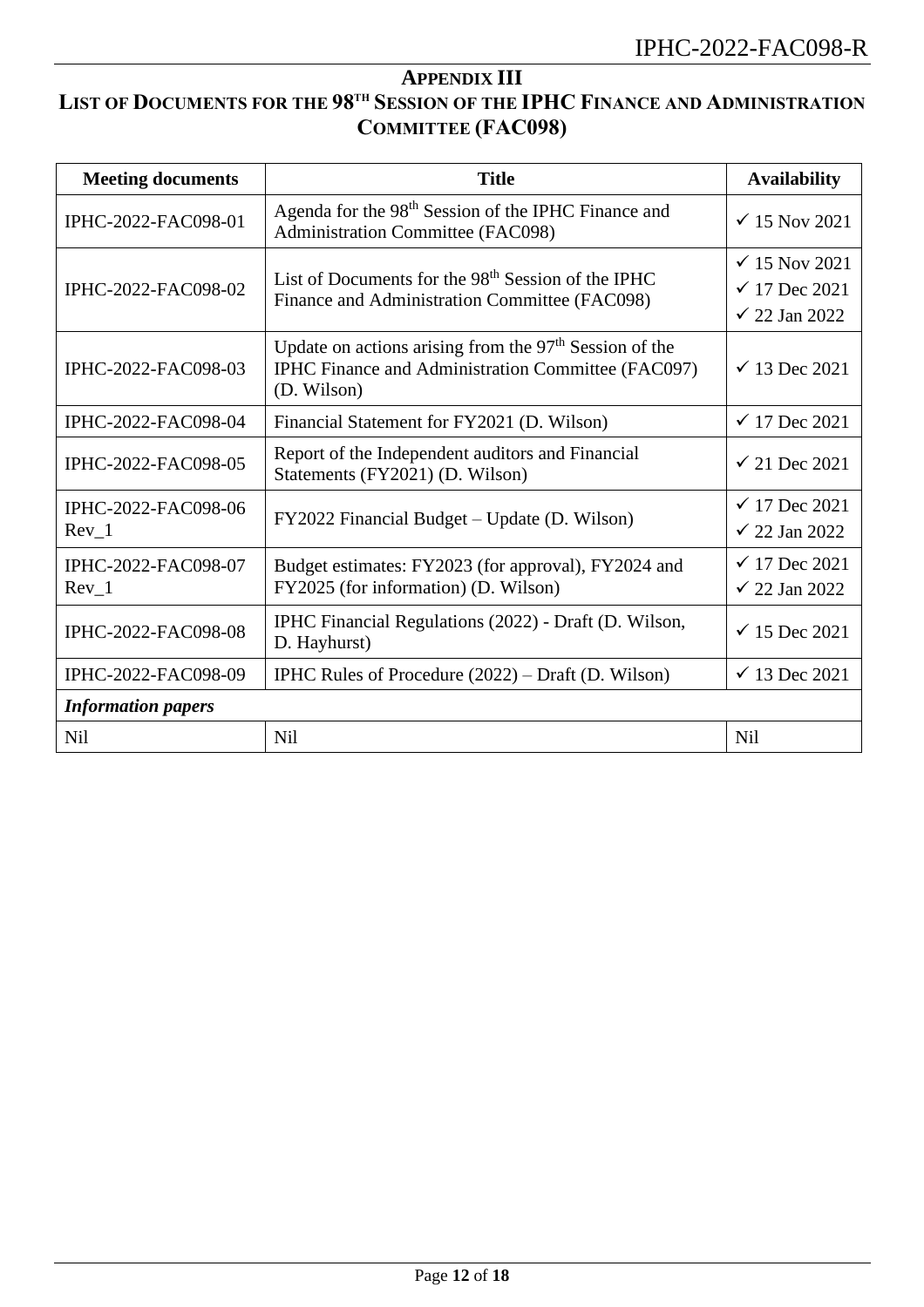# APPENDIX III

## LIST OF DOCUMENTS FOR THE 98TH SESSION OF THE IPHC FINANCE AND ADMINISTRATION COMMITTEE (FAC098)

| Meeting documents | Title | Availability |
| --- | --- | --- |
| IPHC-2022-FAC098-01 | Agenda for the 98th Session of the IPHC Finance and Administration Committee (FAC098) | ✓ 15 Nov 2021 |
| IPHC-2022-FAC098-02 | List of Documents for the 98th Session of the IPHC Finance and Administration Committee (FAC098) | ✓ 15 Nov 2021<br>✓ 17 Dec 2021<br>✓ 22 Jan 2022 |
| IPHC-2022-FAC098-03 | Update on actions arising from the 97th Session of the IPHC Finance and Administration Committee (FAC097) (D. Wilson) | ✓ 13 Dec 2021 |
| IPHC-2022-FAC098-04 | Financial Statement for FY2021 (D. Wilson) | ✓ 17 Dec 2021 |
| IPHC-2022-FAC098-05 | Report of the Independent auditors and Financial Statements (FY2021) (D. Wilson) | ✓ 21 Dec 2021 |
| IPHC-2022-FAC098-06 Rev_1 | FY2022 Financial Budget – Update (D. Wilson) | ✓ 17 Dec 2021<br>✓ 22 Jan 2022 |
| IPHC-2022-FAC098-07 Rev_1 | Budget estimates: FY2023 (for approval), FY2024 and FY2025 (for information) (D. Wilson) | ✓ 17 Dec 2021<br>✓ 22 Jan 2022 |
| IPHC-2022-FAC098-08 | IPHC Financial Regulations (2022) - Draft (D. Wilson, D. Hayhurst) | ✓ 15 Dec 2021 |
| IPHC-2022-FAC098-09 | IPHC Rules of Procedure (2022) – Draft (D. Wilson) | ✓ 13 Dec 2021 |
| ***Information papers*** | | |
| Nil | Nil | Nil |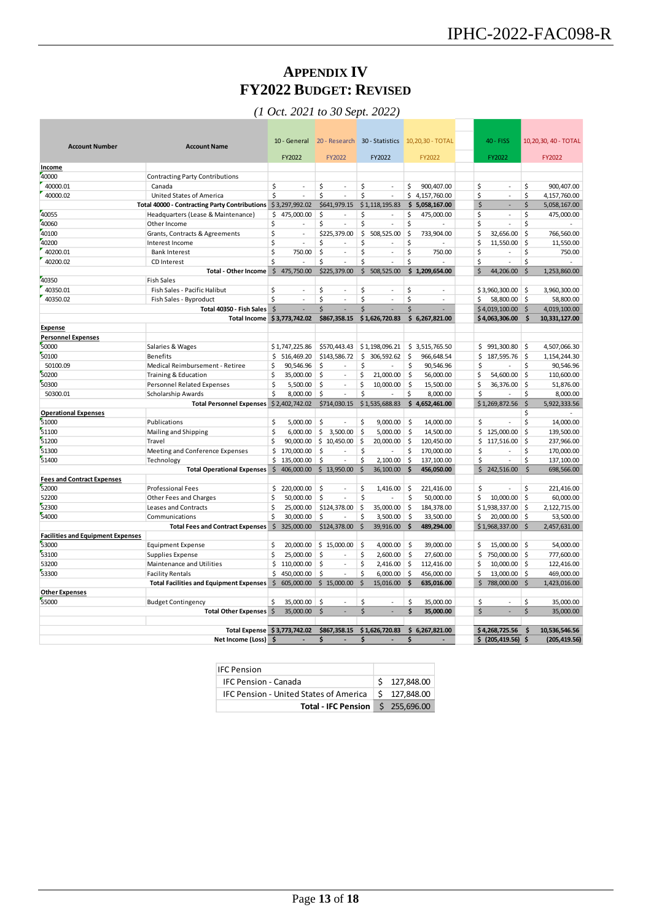# APPENDIX IV
# FY2022 BUDGET: REVISED

*(1 Oct. 2021 to 30 Sept. 2022)*

| Account Number | Account Name | 10 - General FY2022 | 20 - Research FY2022 | 30 - Statistics FY2022 | 10,20,30 - TOTAL FY2022 | 40 - FISS FY2022 | 10,20,30, 40 - TOTAL FY2022 |
|---|---|---|---|---|---|---|---|
| **Income** | | | | | | | |
| 40000 | Contracting Party Contributions | | | | | | |
| 40000.01 | Canada | $ - | $ - | $ - | $ 900,407.00 | $ - | $ 900,407.00 |
| 40000.02 | United States of America | $ - | $ - | $ - | $ 4,157,760.00 | $ - | $ 4,157,760.00 |
| | **Total 40000 - Contracting Party Contributions** | $ 3,297,992.02 | $641,979.15 | $ 1,118,195.83 | **$ 5,058,167.00** | $ - | $ 5,058,167.00 |
| 40055 | Headquarters (Lease & Maintenance) | $ 475,000.00 | $ - | $ - | $ 475,000.00 | $ - | $ 475,000.00 |
| 40060 | Other Income | $ - | $ - | $ - | $ - | $ - | $ - |
| 40100 | Grants, Contracts & Agreements | $ - | $225,379.00 | $ 508,525.00 | $ 733,904.00 | $ 32,656.00 | $ 766,560.00 |
| 40200 | Interest Income | $ - | $ - | $ - | $ - | $ 11,550.00 | $ 11,550.00 |
| 40200.01 | Bank Interest | $ 750.00 | $ - | $ - | $ 750.00 | $ - | $ 750.00 |
| 40200.02 | CD Interest | $ - | $ - | $ - | $ - | $ - | $ - |
| | **Total - Other Income** | $ 475,750.00 | $225,379.00 | $ 508,525.00 | **$ 1,209,654.00** | $ 44,206.00 | $ 1,253,860.00 |
| 40350 | Fish Sales | | | | | | |
| 40350.01 | Fish Sales - Pacific Halibut | $ - | $ - | $ - | $ - | $ 3,960,300.00 | $ 3,960,300.00 |
| 40350.02 | Fish Sales - Byproduct | $ - | $ - | $ - | $ - | $ 58,800.00 | $ 58,800.00 |
| | **Total 40350 - Fish Sales** | $ - | $ - | $ - | $ - | $ 4,019,100.00 | $ 4,019,100.00 |
| | **Total Income** | $ 3,773,742.02 | $867,358.15 | $ 1,626,720.83 | **$ 6,267,821.00** | $ 4,063,306.00 | $ 10,331,127.00 |
| **Expense** | | | | | | | |
| **Personnel Expenses** | | | | | | | |
| 50000 | Salaries & Wages | $ 1,747,225.86 | $570,443.43 | $ 1,198,096.21 | $ 3,515,765.50 | $ 991,300.80 | $ 4,507,066.30 |
| 50100 | Benefits | $ 516,469.20 | $143,586.72 | $ 306,592.62 | $ 966,648.54 | $ 187,595.76 | $ 1,154,244.30 |
| 50100.09 | Medical Reimbursement - Retiree | $ 90,546.96 | $ - | $ - | $ 90,546.96 | $ - | $ 90,546.96 |
| 50200 | Training & Education | $ 35,000.00 | $ - | $ 21,000.00 | $ 56,000.00 | $ 54,600.00 | $ 110,600.00 |
| 50300 | Personnel Related Expenses | $ 5,500.00 | $ - | $ 10,000.00 | $ 15,500.00 | $ 36,376.00 | $ 51,876.00 |
| 50300.01 | Scholarship Awards | $ 8,000.00 | $ - | $ - | $ 8,000.00 | $ - | $ 8,000.00 |
| | **Total Personnel Expenses** | $ 2,402,742.02 | $714,030.15 | $ 1,535,688.83 | **$ 4,652,461.00** | $ 1,269,872.56 | $ 5,922,333.56 |
| **Operational Expenses** | | | | | | | $ - |
| 51000 | Publications | $ 5,000.00 | $ - | $ 9,000.00 | $ 14,000.00 | $ - | $ 14,000.00 |
| 51100 | Mailing and Shipping | $ 6,000.00 | $ 3,500.00 | $ 5,000.00 | $ 14,500.00 | $ 125,000.00 | $ 139,500.00 |
| 51200 | Travel | $ 90,000.00 | $ 10,450.00 | $ 20,000.00 | $ 120,450.00 | $ 117,516.00 | $ 237,966.00 |
| 51300 | Meeting and Conference Expenses | $ 170,000.00 | $ - | $ - | $ 170,000.00 | $ - | $ 170,000.00 |
| 51400 | Technology | $ 135,000.00 | $ - | $ 2,100.00 | $ 137,100.00 | $ - | $ 137,100.00 |
| | **Total Operational Expenses** | $ 406,000.00 | $ 13,950.00 | $ 36,100.00 | **$ 456,050.00** | $ 242,516.00 | $ 698,566.00 |
| **Fees and Contract Expenses** | | | | | | | |
| 52000 | Professional Fees | $ 220,000.00 | $ - | $ 1,416.00 | $ 221,416.00 | $ - | $ 221,416.00 |
| 52200 | Other Fees and Charges | $ 50,000.00 | $ - | $ - | $ 50,000.00 | $ 10,000.00 | $ 60,000.00 |
| 52300 | Leases and Contracts | $ 25,000.00 | $124,378.00 | $ 35,000.00 | $ 184,378.00 | $ 1,938,337.00 | $ 2,122,715.00 |
| 54000 | Communications | $ 30,000.00 | $ - | $ 3,500.00 | $ 33,500.00 | $ 20,000.00 | $ 53,500.00 |
| | **Total Fees and Contract Expenses** | $ 325,000.00 | $124,378.00 | $ 39,916.00 | **$ 489,294.00** | $ 1,968,337.00 | $ 2,457,631.00 |
| **Facilities and Equipment Expenses** | | | | | | | |
| 53000 | Equipment Expense | $ 20,000.00 | $ 15,000.00 | $ 4,000.00 | $ 39,000.00 | $ 15,000.00 | $ 54,000.00 |
| 53100 | Supplies Expense | $ 25,000.00 | $ - | $ 2,600.00 | $ 27,600.00 | $ 750,000.00 | $ 777,600.00 |
| 53200 | Maintenance and Utilities | $ 110,000.00 | $ - | $ 2,416.00 | $ 112,416.00 | $ 10,000.00 | $ 122,416.00 |
| 53300 | Facility Rentals | $ 450,000.00 | $ - | $ 6,000.00 | $ 456,000.00 | $ 13,000.00 | $ 469,000.00 |
| | **Total Facilities and Equipment Expenses** | $ 605,000.00 | $ 15,000.00 | $ 15,016.00 | **$ 635,016.00** | $ 788,000.00 | $ 1,423,016.00 |
| **Other Expenses** | | | | | | | |
| 55000 | Budget Contingency | $ 35,000.00 | $ - | $ - | $ 35,000.00 | $ - | $ 35,000.00 |
| | **Total Other Expenses** | $ 35,000.00 | $ - | $ - | **$ 35,000.00** | $ - | $ 35,000.00 |
| | **Total Expense** | $ 3,773,742.02 | $867,358.15 | $ 1,626,720.83 | **$ 6,267,821.00** | $ 4,268,725.56 | $ 10,536,546.56 |
| | **Net Income (Loss)** | $ - | $ - | $ - | $ - | $ (205,419.56) | $ (205,419.56) |

| IFC Pension | |
|---|---|
| IFC Pension - Canada | $ 127,848.00 |
| IFC Pension - United States of America | $ 127,848.00 |
| **Total - IFC Pension** | $ 255,696.00 |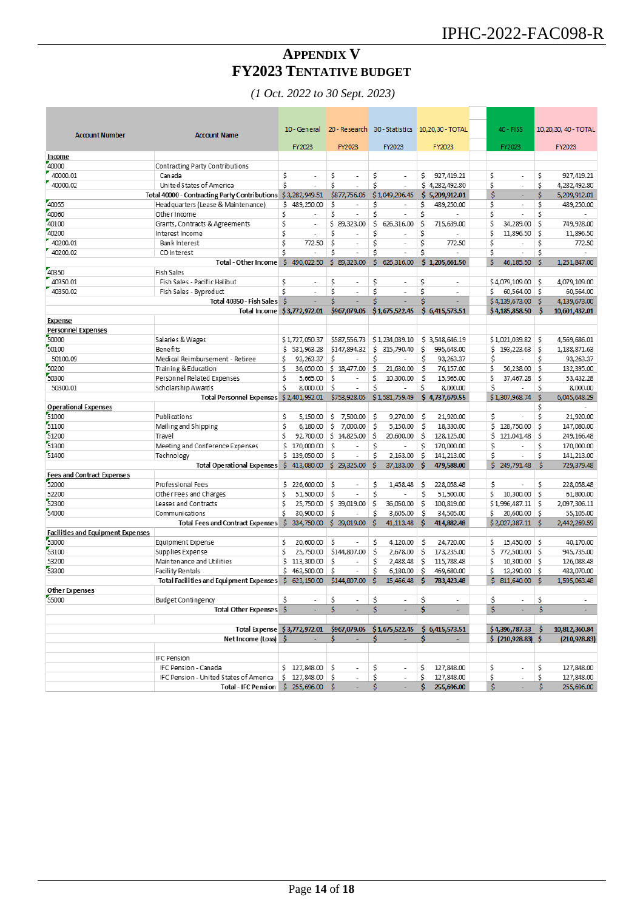# APPENDIX V
# FY2023 TENTATIVE BUDGET

*(1 Oct. 2022 to 30 Sept. 2023)*

| Account Number | Account Name | 10 - General FY2023 | 20 - Research FY2023 | 30 - Statistics FY2023 | 10,20,30 - TOTAL FY2023 | | 40 - FISS FY2023 | 10,20,30, 40 - TOTAL FY2023 |
|---|---|---|---|---|---|---|---|---|
| **Income** | | | | | | | | |
| 40000 | Contracting Party Contributions | | | | | | | |
| 40000.01 | Canada | $ - | $ - | $ - | $ 927,419.21 | | $ - | $ 927,419.21 |
| 40000.02 | United States of America | $ - | $ - | $ - | $ 4,282,492.80 | | $ - | $ 4,282,492.80 |
| | Total 40000 - Contracting Party Contributions | $ 3,282,949.51 | $877,756.05 | $ 1,049,206.45 | $ 5,209,912.01 | | $ - | $ 5,209,912.01 |
| 40055 | Headquarters (Lease & Maintenance) | $ 489,250.00 | $ - | $ - | $ 489,250.00 | | $ - | $ 489,250.00 |
| 40060 | Other Income | $ - | $ - | $ - | $ - | | $ - | $ - |
| 40100 | Grants, Contracts & Agreements | $ - | $ 89,323.00 | $ 626,316.00 | $ 715,639.00 | | $ 34,289.00 | $ 749,928.00 |
| 40200 | Interest Income | $ - | $ - | $ - | $ - | | $ 11,896.50 | $ 11,896.50 |
| 40200.01 | Bank Interest | $ 772.50 | $ - | $ - | $ 772.50 | | $ - | $ 772.50 |
| 40200.02 | CD Interest | $ - | $ - | $ - | $ - | | $ - | $ - |
| | Total - Other Income | $ 490,022.50 | $ 89,323.00 | $ 626,316.00 | $ 1,205,661.50 | | $ 46,185.50 | $ 1,251,847.00 |
| 40350 | Fish Sales | | | | | | | |
| 40350.01 | Fish Sales - Pacific Halibut | $ - | $ - | $ - | $ - | | $ 4,079,109.00 | $ 4,079,109.00 |
| 40350.02 | Fish Sales - Byproduct | $ - | $ - | $ - | $ - | | $ 60,564.00 | $ 60,564.00 |
| | Total 40350 - Fish Sales | $ - | $ - | $ - | $ - | | $ 4,139,673.00 | $ 4,139,673.00 |
| | Total Income | $ 3,772,972.01 | $967,079.05 | $ 1,675,522.45 | $ 6,415,573.51 | | $ 4,185,858.50 | $ 10,601,432.01 |
| **Expense** | | | | | | | | |
| **Personnel Expenses** | | | | | | | | |
| 50000 | Salaries & Wages | $ 1,727,050.37 | $587,556.73 | $ 1,234,039.10 | $ 3,548,646.19 | | $ 1,021,039.82 | $ 4,569,686.01 |
| 50100 | Benefits | $ 531,963.28 | $147,894.32 | $ 315,790.40 | $ 995,648.00 | | $ 193,223.63 | $ 1,188,871.63 |
| 50100.09 | Medical Reimbursement - Retiree | $ 93,263.37 | $ - | $ - | $ 93,263.37 | | $ - | $ 93,263.37 |
| 50200 | Training & Education | $ 36,050.00 | $ 18,477.00 | $ 21,630.00 | $ 76,157.00 | | $ 56,238.00 | $ 132,395.00 |
| 50300 | Personnel Related Expenses | $ 5,665.00 | $ - | $ 10,300.00 | $ 15,965.00 | | $ 37,467.28 | $ 53,432.28 |
| 50300.01 | Scholarship Awards | $ 8,000.00 | $ - | $ - | $ 8,000.00 | | $ - | $ 8,000.00 |
| | Total Personnel Expenses | $ 2,401,992.01 | $753,928.05 | $ 1,581,759.49 | $ 4,737,679.55 | | $ 1,307,968.74 | $ 6,045,648.29 |
| **Operational Expenses** | | | | | | | | $ - |
| 51000 | Publications | $ 5,150.00 | $ 7,500.00 | $ 9,270.00 | $ 21,920.00 | | $ - | $ 21,920.00 |
| 51100 | Mailing and Shipping | $ 6,180.00 | $ 7,000.00 | $ 5,150.00 | $ 18,330.00 | | $ 128,750.00 | $ 147,080.00 |
| 51200 | Travel | $ 92,700.00 | $ 14,825.00 | $ 20,600.00 | $ 128,125.00 | | $ 121,041.48 | $ 249,166.48 |
| 51300 | Meeting and Conference Expenses | $ 170,000.00 | $ - | $ - | $ 170,000.00 | | $ - | $ 170,000.00 |
| 51400 | Technology | $ 139,050.00 | $ - | $ 2,163.00 | $ 141,213.00 | | $ - | $ 141,213.00 |
| | Total Operational Expenses | $ 413,080.00 | $ 29,325.00 | $ 37,183.00 | $ 479,588.00 | | $ 249,791.48 | $ 729,379.48 |
| **Fees and Contract Expenses** | | | | | | | | |
| 52000 | Professional Fees | $ 226,600.00 | $ - | $ 1,458.48 | $ 228,058.48 | | $ - | $ 228,058.48 |
| 52200 | Other Fees and Charges | $ 51,500.00 | $ - | $ - | $ 51,500.00 | | $ 10,300.00 | $ 61,800.00 |
| 52300 | Leases and Contracts | $ 25,750.00 | $ 39,019.00 | $ 36,050.00 | $ 100,819.00 | | $ 1,996,487.11 | $ 2,097,306.11 |
| 54000 | Communications | $ 30,900.00 | $ - | $ 3,605.00 | $ 34,505.00 | | $ 20,600.00 | $ 55,105.00 |
| | Total Fees and Contract Expenses | $ 334,750.00 | $ 39,019.00 | $ 41,113.48 | $ 414,882.48 | | $ 2,027,387.11 | $ 2,442,269.59 |
| **Facilities and Equipment Expenses** | | | | | | | | |
| 53000 | Equipment Expense | $ 20,600.00 | $ - | $ 4,120.00 | $ 24,720.00 | | $ 15,450.00 | $ 40,170.00 |
| 53100 | Supplies Expense | $ 25,750.00 | $144,807.00 | $ 2,678.00 | $ 173,235.00 | | $ 772,500.00 | $ 945,735.00 |
| 53200 | Maintenance and Utilities | $ 113,300.00 | $ - | $ 2,488.48 | $ 115,788.48 | | $ 10,300.00 | $ 126,088.48 |
| 53300 | Facility Rentals | $ 463,500.00 | $ - | $ 6,180.00 | $ 469,680.00 | | $ 13,390.00 | $ 483,070.00 |
| | Total Facilities and Equipment Expenses | $ 623,150.00 | $144,807.00 | $ 15,466.48 | $ 783,423.48 | | $ 811,640.00 | $ 1,595,063.48 |
| **Other Expenses** | | | | | | | | |
| 55000 | Budget Contingency | $ - | $ - | $ - | $ - | | $ - | $ - |
| | Total Other Expenses | $ - | $ - | $ - | $ - | | $ - | $ - |
| | | | | | | | | |
| | Total Expense | $ 3,772,972.01 | $967,079.05 | $ 1,675,522.45 | $ 6,415,573.51 | | $ 4,396,787.33 | $ 10,812,360.84 |
| | Net Income (Loss) | $ - | $ - | $ - | $ - | | $ (210,928.83) | $ (210,928.83) |
| | | | | | | | | |
| | IFC Pension | | | | | | | |
| | IFC Pension - Canada | $ 127,848.00 | $ - | $ - | $ 127,848.00 | | $ - | $ 127,848.00 |
| | IFC Pension - United States of America | $ 127,848.00 | $ - | $ - | $ 127,848.00 | | $ - | $ 127,848.00 |
| | Total - IFC Pension | $ 255,696.00 | $ - | $ - | $ 255,696.00 | | $ - | $ 255,696.00 |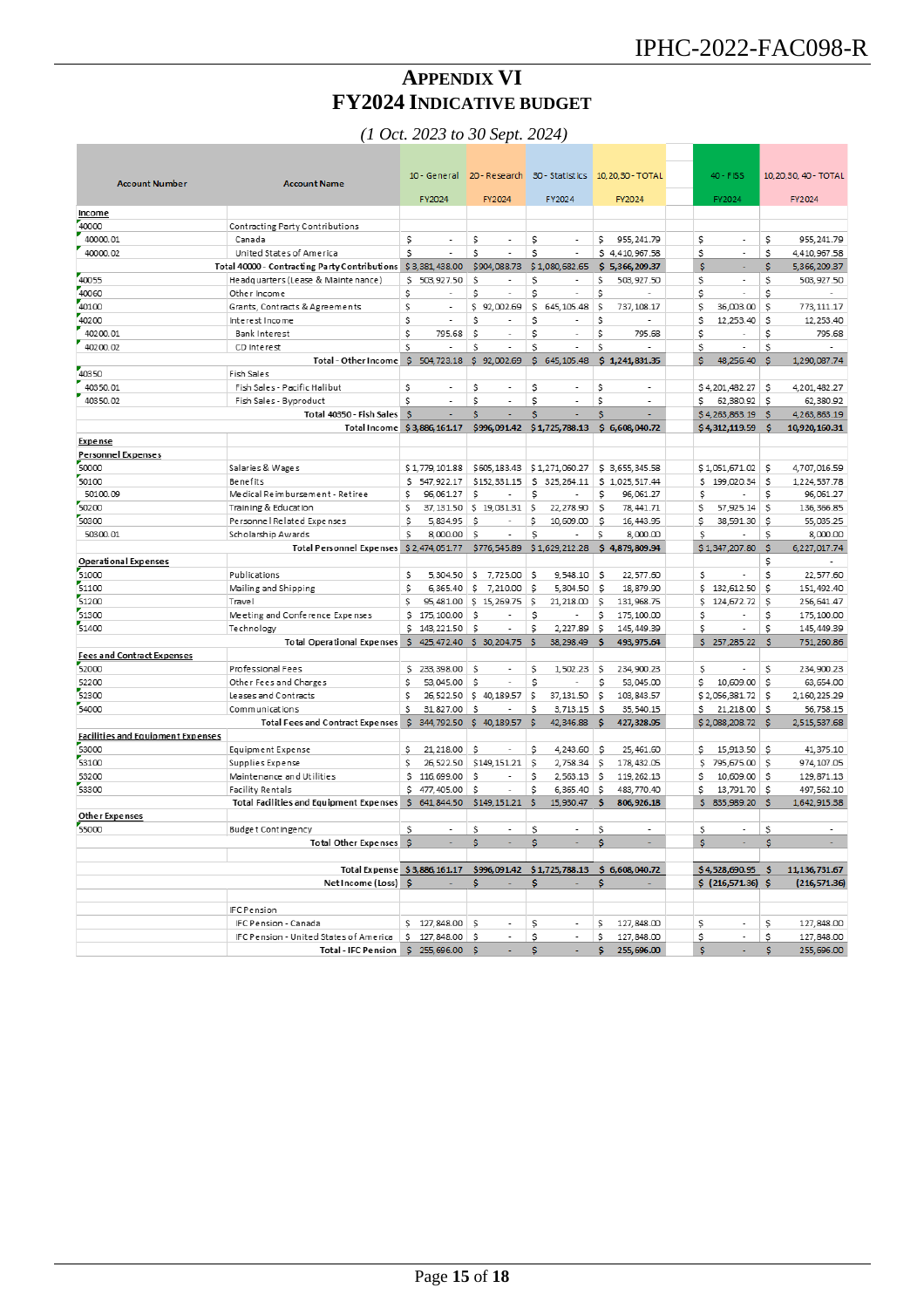# APPENDIX VI
# FY2024 INDICATIVE BUDGET

*(1 Oct. 2023 to 30 Sept. 2024)*

| Account Number | Account Name | 10 - General FY2024 | 20 - Research FY2024 | 30 - Statistics FY2024 | 10,20,30 - TOTAL FY2024 | 40 - FISS FY2024 | 10,20,30, 40 - TOTAL FY2024 |
|---|---|---|---|---|---|---|---|
| **Income** | | | | | | | |
| 40000 | Contracting Party Contributions | | | | | | |
| 40000.01 | Canada | $ - | $ - | $ - | $ 955,241.79 | $ - | $ 955,241.79 |
| 40000.02 | United States of America | $ - | $ - | $ - | $ 4,410,967.58 | $ - | $ 4,410,967.58 |
| | **Total 40000 - Contracting Party Contributions** | $ 3,381,438.00 | $ 904,088.73 | $ 1,080,682.65 | $ 5,366,209.37 | $ - | $ 5,366,209.37 |
| 40055 | Headquarters (Lease & Maintenance) | $ 503,927.50 | $ - | $ - | $ 503,927.50 | $ - | $ 503,927.50 |
| 40060 | Other Income | $ - | $ - | $ - | $ - | $ - | $ - |
| 40100 | Grants, Contracts & Agreements | $ - | $ 92,002.69 | $ 645,105.48 | $ 737,108.17 | $ 36,003.00 | $ 773,111.17 |
| 40200 | Interest Income | $ - | $ - | $ - | $ - | $ 12,253.40 | $ 12,253.40 |
| 40200.01 | Bank Interest | $ 795.68 | $ - | $ - | $ 795.68 | $ - | $ 795.68 |
| 40200.02 | CD Interest | $ - | $ - | $ - | $ - | $ - | $ - |
| | **Total - Other Income** | $ 504,723.18 | $ 92,002.69 | $ 645,105.48 | $ 1,241,831.35 | $ 48,256.40 | $ 1,290,087.74 |
| 40350 | Fish Sales | | | | | | |
| 40350.01 | Fish Sales - Pacific Halibut | $ - | $ - | $ - | $ - | $ 4,201,482.27 | $ 4,201,482.27 |
| 40350.02 | Fish Sales - Byproduct | $ - | $ - | $ - | $ - | $ 62,380.92 | $ 62,380.92 |
| | **Total 40350 - Fish Sales** | $ - | $ - | $ - | $ - | $ 4,263,863.19 | $ 4,263,863.19 |
| | **Total Income** | $ 3,886,161.17 | $ 996,091.42 | $ 1,725,788.13 | $ 6,608,040.72 | $ 4,312,119.59 | $ 10,920,160.31 |
| **Expense** | | | | | | | |
| **Personnel Expenses** | | | | | | | |
| 50000 | Salaries & Wages | $ 1,779,101.88 | $ 605,183.43 | $ 1,271,060.27 | $ 3,655,345.58 | $ 1,051,671.02 | $ 4,707,016.59 |
| 50100 | Benefits | $ 547,922.17 | $ 152,331.15 | $ 325,264.11 | $ 1,025,517.44 | $ 199,020.54 | $ 1,224,537.78 |
| 50100.09 | Medical Reimbursement - Retiree | $ 96,061.27 | $ - | $ - | $ 96,061.27 | $ - | $ 96,061.27 |
| 50200 | Training & Education | $ 37,131.50 | $ 19,031.31 | $ 22,278.90 | $ 78,441.71 | $ 57,925.14 | $ 136,366.85 |
| 50300 | Personnel Related Expenses | $ 5,834.95 | $ - | $ 10,609.00 | $ 16,443.95 | $ 38,591.30 | $ 55,035.25 |
| 50300.01 | Scholarship Awards | $ 8,000.00 | $ - | $ - | $ 8,000.00 | $ - | $ 8,000.00 |
| | **Total Personnel Expenses** | $ 2,474,051.77 | $ 776,545.89 | $ 1,629,212.28 | $ 4,879,809.94 | $ 1,347,207.80 | $ 6,227,017.74 |
| **Operational Expenses** | | | | | | | $ - |
| 51000 | Publications | $ 5,304.50 | $ 7,725.00 | $ 9,548.10 | $ 22,577.60 | $ - | $ 22,577.60 |
| 51100 | Mailing and Shipping | $ 6,365.40 | $ 7,210.00 | $ 5,304.50 | $ 18,879.90 | $ 132,612.50 | $ 151,492.40 |
| 51200 | Travel | $ 95,481.00 | $ 15,269.75 | $ 21,218.00 | $ 131,968.75 | $ 124,672.72 | $ 256,641.47 |
| 51300 | Meeting and Conference Expenses | $ 175,100.00 | $ - | $ - | $ 175,100.00 | $ - | $ 175,100.00 |
| 51400 | Technology | $ 143,221.50 | $ - | $ 2,227.89 | $ 145,449.39 | $ - | $ 145,449.39 |
| | **Total Operational Expenses** | $ 425,472.40 | $ 30,204.75 | $ 38,298.49 | $ 493,975.64 | $ 257,285.22 | $ 751,260.86 |
| **Fees and Contract Expenses** | | | | | | | |
| 52000 | Professional Fees | $ 233,398.00 | $ - | $ 1,502.23 | $ 234,900.23 | $ - | $ 234,900.23 |
| 52200 | Other Fees and Charges | $ 53,045.00 | $ - | $ - | $ 53,045.00 | $ 10,609.00 | $ 63,654.00 |
| 52300 | Leases and Contracts | $ 26,522.50 | $ 40,189.57 | $ 37,131.50 | $ 103,843.57 | $ 2,056,381.72 | $ 2,160,225.29 |
| 54000 | Communications | $ 31,827.00 | $ - | $ 3,713.15 | $ 35,540.15 | $ 21,218.00 | $ 56,758.15 |
| | **Total Fees and Contract Expenses** | $ 344,792.50 | $ 40,189.57 | $ 42,346.88 | $ 427,328.95 | $ 2,088,208.72 | $ 2,515,537.68 |
| **Facilities and Equipment Expenses** | | | | | | | |
| 53000 | Equipment Expense | $ 21,218.00 | $ - | $ 4,243.60 | $ 25,461.60 | $ 15,913.50 | $ 41,375.10 |
| 53100 | Supplies Expense | $ 26,522.50 | $ 149,151.21 | $ 2,758.34 | $ 178,432.05 | $ 795,675.00 | $ 974,107.05 |
| 53200 | Maintenance and Utilities | $ 116,699.00 | $ - | $ 2,563.13 | $ 119,262.13 | $ 10,609.00 | $ 129,871.13 |
| 53300 | Facility Rentals | $ 477,405.00 | $ - | $ 6,365.40 | $ 483,770.40 | $ 13,791.70 | $ 497,562.10 |
| | **Total Facilities and Equipment Expenses** | $ 641,844.50 | $ 149,151.21 | $ 15,930.47 | $ 806,926.18 | $ 835,989.20 | $ 1,642,915.38 |
| **Other Expenses** | | | | | | | |
| 55000 | Budget Contingency | $ - | $ - | $ - | $ - | $ - | $ - |
| | **Total Other Expenses** | $ - | $ - | $ - | $ - | $ - | $ - |
| | **Total Expense** | $ 3,886,161.17 | $ 996,091.42 | $ 1,725,788.13 | $ 6,608,040.72 | $ 4,528,690.95 | $ 11,136,731.67 |
| | **Net Income (Loss)** | $ - | $ - | $ - | $ - | $ (216,571.36) | $ (216,571.36) |
| | IFC Pension | | | | | | |
| | IFC Pension - Canada | $ 127,848.00 | $ - | $ - | $ 127,848.00 | $ - | $ 127,848.00 |
| | IFC Pension - United States of America | $ 127,848.00 | $ - | $ - | $ 127,848.00 | $ - | $ 127,848.00 |
| | **Total - IFC Pension** | $ 255,696.00 | $ - | $ - | $ 255,696.00 | $ - | $ 255,696.00 |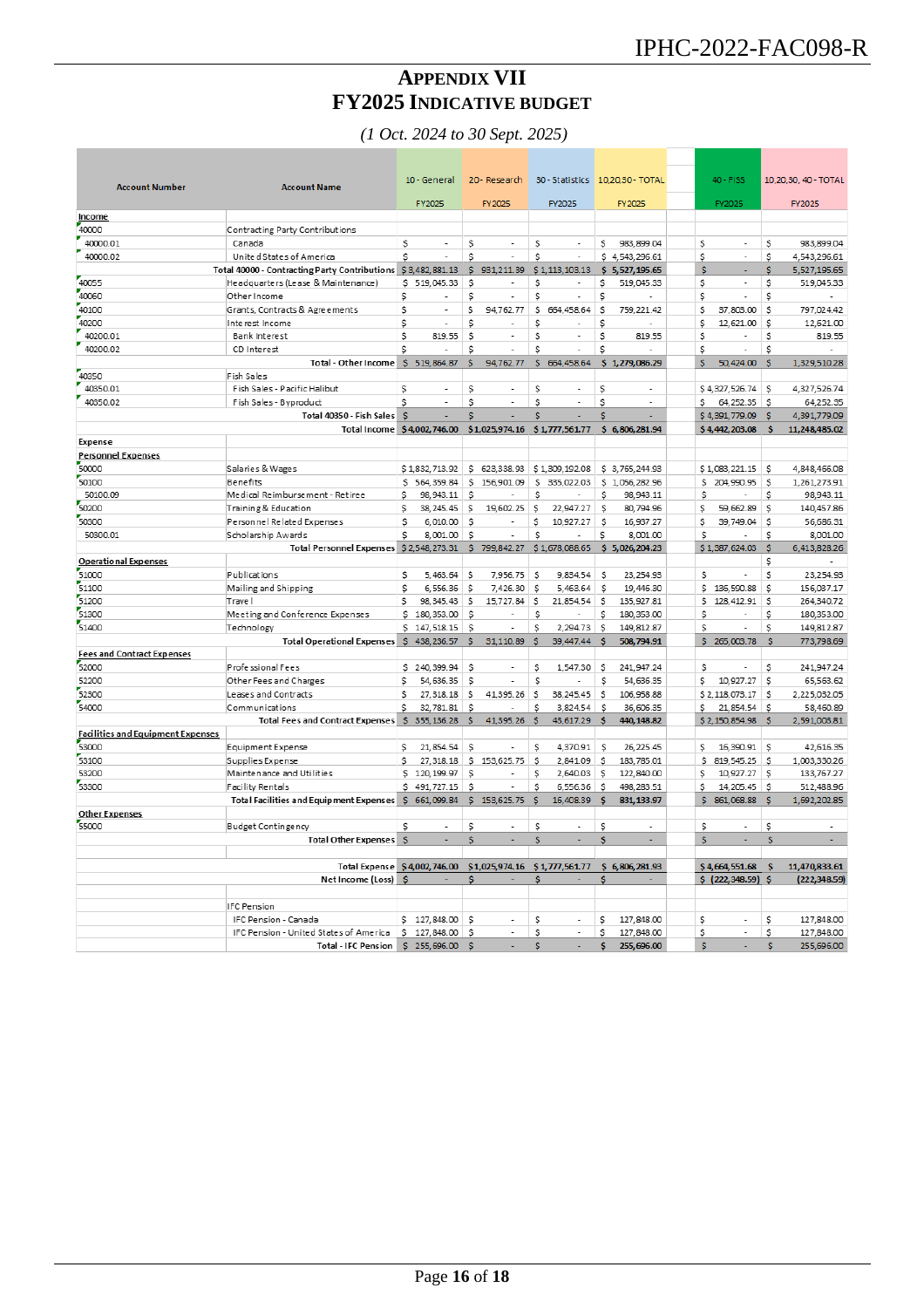# APPENDIX VII
# FY2025 INDICATIVE BUDGET

*(1 Oct. 2024 to 30 Sept. 2025)*

| Account Number | Account Name | 10 - General FY2025 | 20- Research FY2025 | 30 - Statistics FY2025 | 10,20,30 - TOTAL FY2025 | 40 - FISS FY2025 | 10,20,30, 40 - TOTAL FY2025 |
|---|---|---|---|---|---|---|---|
| Income | | | | | | | |
| 40000 | Contracting Party Contributions | | | | | | |
| 40000.01 | Canada | $ - | $ - | $ - | $ 983,899.04 | $ - | $ 983,899.04 |
| 40000.02 | United States of America | $ - | $ - | $ - | $ 4,543,296.61 | $ - | $ 4,543,296.61 |
| | Total 40000 - Contracting Party Contributions | $ 3,482,881.13 | $ 931,211.39 | $ 1,113,103.13 | $ 5,527,195.65 | $ - | $ 5,527,195.65 |
| 40055 | Headquarters (Lease & Maintenance) | $ 519,045.33 | $ - | $ - | $ 519,045.33 | $ - | $ 519,045.33 |
| 40060 | Other Income | $ - | $ - | $ - | $ - | $ - | $ - |
| 40100 | Grants, Contracts & Agreements | $ - | $ 94,762.77 | $ 664,458.64 | $ 759,221.42 | $ 37,803.00 | $ 797,024.42 |
| 40200 | Interest Income | $ - | $ - | $ - | $ - | $ 12,621.00 | $ 12,621.00 |
| 40200.01 | Bank Interest | $ 819.55 | $ - | $ - | $ 819.55 | $ - | $ 819.55 |
| 40200.02 | CD Interest | $ - | $ - | $ - | $ - | $ - | $ - |
| | Total - Other Income | $ 519,864.87 | $ 94,762.77 | $ 664,458.64 | $ 1,279,086.29 | $ 50,424.00 | $ 1,329,510.28 |
| 40350 | Fish Sales | | | | | | |
| 40350.01 | Fish Sales - Pacific Halibut | $ - | $ - | $ - | $ - | $ 4,327,526.74 | $ 4,327,526.74 |
| 40350.02 | Fish Sales - Byproduct | $ - | $ - | $ - | $ - | $ 64,252.35 | $ 64,252.35 |
| | Total 40350 - Fish Sales | $ - | $ - | $ - | $ - | $ 4,391,779.09 | $ 4,391,779.09 |
| | Total Income | $ 4,002,746.00 | $ 1,025,974.16 | $ 1,777,561.77 | $ 6,806,281.94 | $ 4,442,203.08 | $ 11,248,485.02 |
| Expense | | | | | | | |
| Personnel Expenses | | | | | | | |
| 50000 | Salaries & Wages | $ 1,832,713.92 | $ 623,338.93 | $ 1,309,192.08 | $ 3,765,244.93 | $ 1,083,221.15 | $ 4,848,466.08 |
| 50100 | Benefits | $ 564,359.84 | $ 156,901.09 | $ 335,022.03 | $ 1,056,282.96 | $ 204,990.95 | $ 1,261,273.91 |
| 50100.09 | Medical Reimbursement - Retiree | $ 98,943.11 | $ - | $ - | $ 98,943.11 | $ - | $ 98,943.11 |
| 50200 | Training & Education | $ 38,245.45 | $ 19,602.25 | $ 22,947.27 | $ 80,794.96 | $ 59,662.89 | $ 140,457.86 |
| 50300 | Personnel Related Expenses | $ 6,010.00 | $ - | $ 10,927.27 | $ 16,937.27 | $ 39,749.04 | $ 56,686.31 |
| 50300.01 | Scholarship Awards | $ 8,001.00 | $ - | $ - | $ 8,001.00 | $ - | $ 8,001.00 |
| | Total Personnel Expenses | $ 2,548,273.31 | $ 799,842.27 | $ 1,678,088.65 | $ 5,026,204.23 | $ 1,387,624.03 | $ 6,413,828.26 |
| Operational Expenses | | | | | | | $ - |
| 51000 | Publications | $ 5,463.64 | $ 7,956.75 | $ 9,834.54 | $ 23,254.93 | $ - | $ 23,254.93 |
| 51100 | Mailing and Shipping | $ 6,556.36 | $ 7,426.30 | $ 5,463.64 | $ 19,446.30 | $ 136,590.88 | $ 156,037.17 |
| 51200 | Travel | $ 98,345.43 | $ 15,727.84 | $ 21,854.54 | $ 135,927.81 | $ 128,412.91 | $ 264,340.72 |
| 51300 | Meeting and Conference Expenses | $ 180,353.00 | $ - | $ - | $ 180,353.00 | $ - | $ 180,353.00 |
| 51400 | Technology | $ 147,518.15 | $ - | $ 2,294.73 | $ 149,812.87 | $ - | $ 149,812.87 |
| | Total Operational Expenses | $ 438,236.57 | $ 31,110.89 | $ 39,447.44 | $ 508,794.91 | $ 265,003.78 | $ 773,798.69 |
| Fees and Contract Expenses | | | | | | | |
| 52000 | Professional Fees | $ 240,399.94 | $ - | $ 1,547.30 | $ 241,947.24 | $ - | $ 241,947.24 |
| 52200 | Other Fees and Charges | $ 54,636.35 | $ - | $ - | $ 54,636.35 | $ 10,927.27 | $ 65,563.62 |
| 52300 | Leases and Contracts | $ 27,318.18 | $ 41,395.26 | $ 38,245.45 | $ 106,958.88 | $ 2,118,073.17 | $ 2,225,032.05 |
| 54000 | Communications | $ 32,781.81 | $ - | $ 3,824.54 | $ 36,606.35 | $ 21,854.54 | $ 58,460.89 |
| | Total Fees and Contract Expenses | $ 355,136.28 | $ 41,395.26 | $ 43,617.29 | $ 440,148.82 | $ 2,150,854.98 | $ 2,591,003.81 |
| Facilities and Equipment Expenses | | | | | | | |
| 53000 | Equipment Expense | $ 21,854.54 | $ - | $ 4,370.91 | $ 26,225.45 | $ 16,390.91 | $ 42,616.35 |
| 53100 | Supplies Expense | $ 27,318.18 | $ 153,625.75 | $ 2,841.09 | $ 183,785.01 | $ 819,545.25 | $ 1,003,330.26 |
| 53200 | Maintenance and Utilities | $ 120,199.97 | $ - | $ 2,640.03 | $ 122,840.00 | $ 10,927.27 | $ 133,767.27 |
| 53300 | Facility Rentals | $ 491,727.15 | $ - | $ 6,556.36 | $ 498,283.51 | $ 14,205.45 | $ 512,488.96 |
| | Total Facilities and Equipment Expenses | $ 661,099.84 | $ 153,625.75 | $ 16,408.39 | $ 831,133.97 | $ 861,068.88 | $ 1,692,202.85 |
| Other Expenses | | | | | | | |
| 55000 | Budget Contingency | $ - | $ - | $ - | $ - | $ - | $ - |
| | Total Other Expenses | $ - | $ - | $ - | $ - | $ - | $ - |
| | Total Expense | $ 4,002,746.00 | $ 1,025,974.16 | $ 1,777,561.77 | $ 6,806,281.93 | $ 4,664,551.68 | $ 11,470,833.61 |
| | Net Income (Loss) | $ - | $ - | $ - | $ - | $ (222,348.59) | $ (222,348.59) |
| | IFC Pension | | | | | | |
| | IFC Pension - Canada | $ 127,848.00 | $ - | $ - | $ 127,848.00 | $ - | $ 127,848.00 |
| | IFC Pension - United States of America | $ 127,848.00 | $ - | $ - | $ 127,848.00 | $ - | $ 127,848.00 |
| | Total - IFC Pension | $ 255,696.00 | $ - | $ - | $ 255,696.00 | $ - | $ 255,696.00 |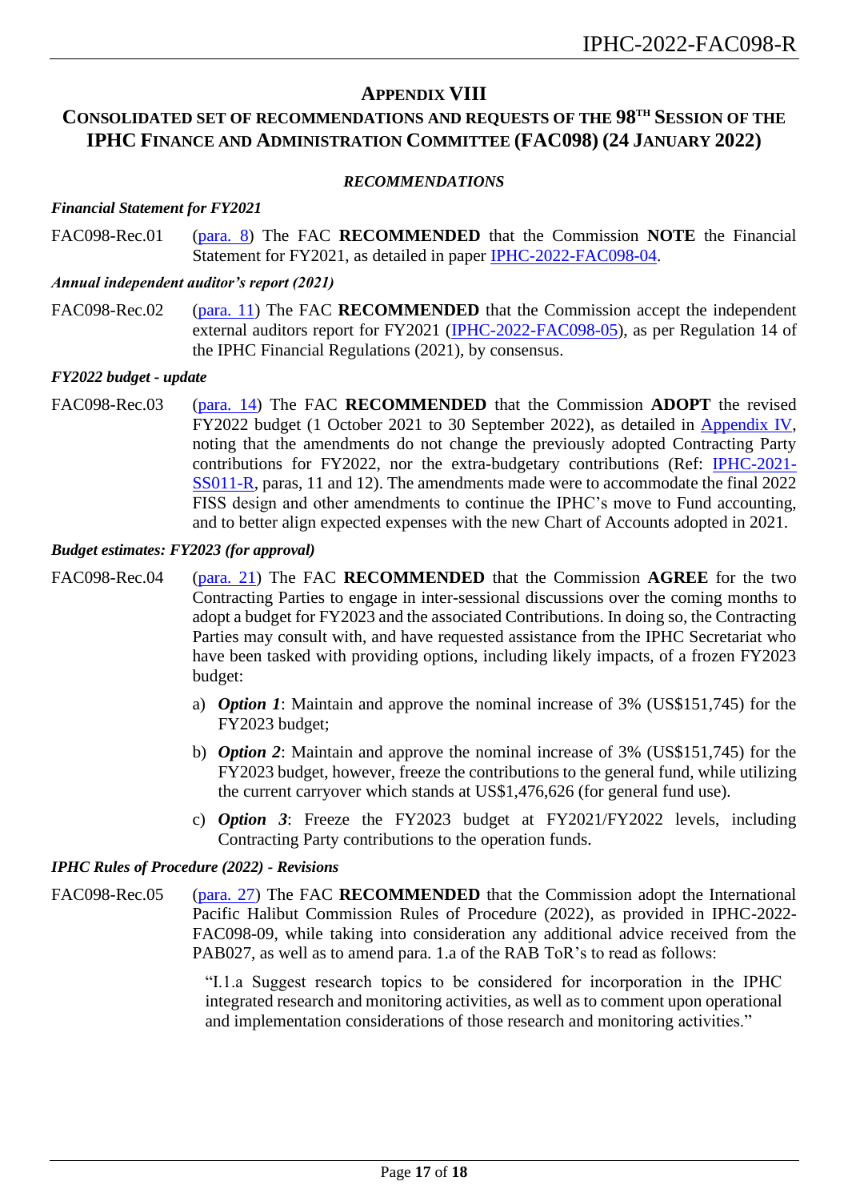## APPENDIX VIII

## CONSOLIDATED SET OF RECOMMENDATIONS AND REQUESTS OF THE 98TH SESSION OF THE IPHC FINANCE AND ADMINISTRATION COMMITTEE (FAC098) (24 JANUARY 2022)

### *RECOMMENDATIONS*

***Financial Statement for FY2021***

FAC098-Rec.01 (para. 8) The FAC **RECOMMENDED** that the Commission **NOTE** the Financial Statement for FY2021, as detailed in paper IPHC-2022-FAC098-04.

***Annual independent auditor's report (2021)***

FAC098-Rec.02 (para. 11) The FAC **RECOMMENDED** that the Commission accept the independent external auditors report for FY2021 (IPHC-2022-FAC098-05), as per Regulation 14 of the IPHC Financial Regulations (2021), by consensus.

***FY2022 budget - update***

FAC098-Rec.03 (para. 14) The FAC **RECOMMENDED** that the Commission **ADOPT** the revised FY2022 budget (1 October 2021 to 30 September 2022), as detailed in Appendix IV, noting that the amendments do not change the previously adopted Contracting Party contributions for FY2022, nor the extra-budgetary contributions (Ref: IPHC-2021-SS011-R, paras, 11 and 12). The amendments made were to accommodate the final 2022 FISS design and other amendments to continue the IPHC's move to Fund accounting, and to better align expected expenses with the new Chart of Accounts adopted in 2021.

***Budget estimates: FY2023 (for approval)***

FAC098-Rec.04 (para. 21) The FAC **RECOMMENDED** that the Commission **AGREE** for the two Contracting Parties to engage in inter-sessional discussions over the coming months to adopt a budget for FY2023 and the associated Contributions. In doing so, the Contracting Parties may consult with, and have requested assistance from the IPHC Secretariat who have been tasked with providing options, including likely impacts, of a frozen FY2023 budget:

a) ***Option 1***: Maintain and approve the nominal increase of 3% (US$151,745) for the FY2023 budget;

b) ***Option 2***: Maintain and approve the nominal increase of 3% (US$151,745) for the FY2023 budget, however, freeze the contributions to the general fund, while utilizing the current carryover which stands at US$1,476,626 (for general fund use).

c) ***Option 3***: Freeze the FY2023 budget at FY2021/FY2022 levels, including Contracting Party contributions to the operation funds.

***IPHC Rules of Procedure (2022) - Revisions***

FAC098-Rec.05 (para. 27) The FAC **RECOMMENDED** that the Commission adopt the International Pacific Halibut Commission Rules of Procedure (2022), as provided in IPHC-2022-FAC098-09, while taking into consideration any additional advice received from the PAB027, as well as to amend para. 1.a of the RAB ToR's to read as follows:

> "I.1.a Suggest research topics to be considered for incorporation in the IPHC integrated research and monitoring activities, as well as to comment upon operational and implementation considerations of those research and monitoring activities."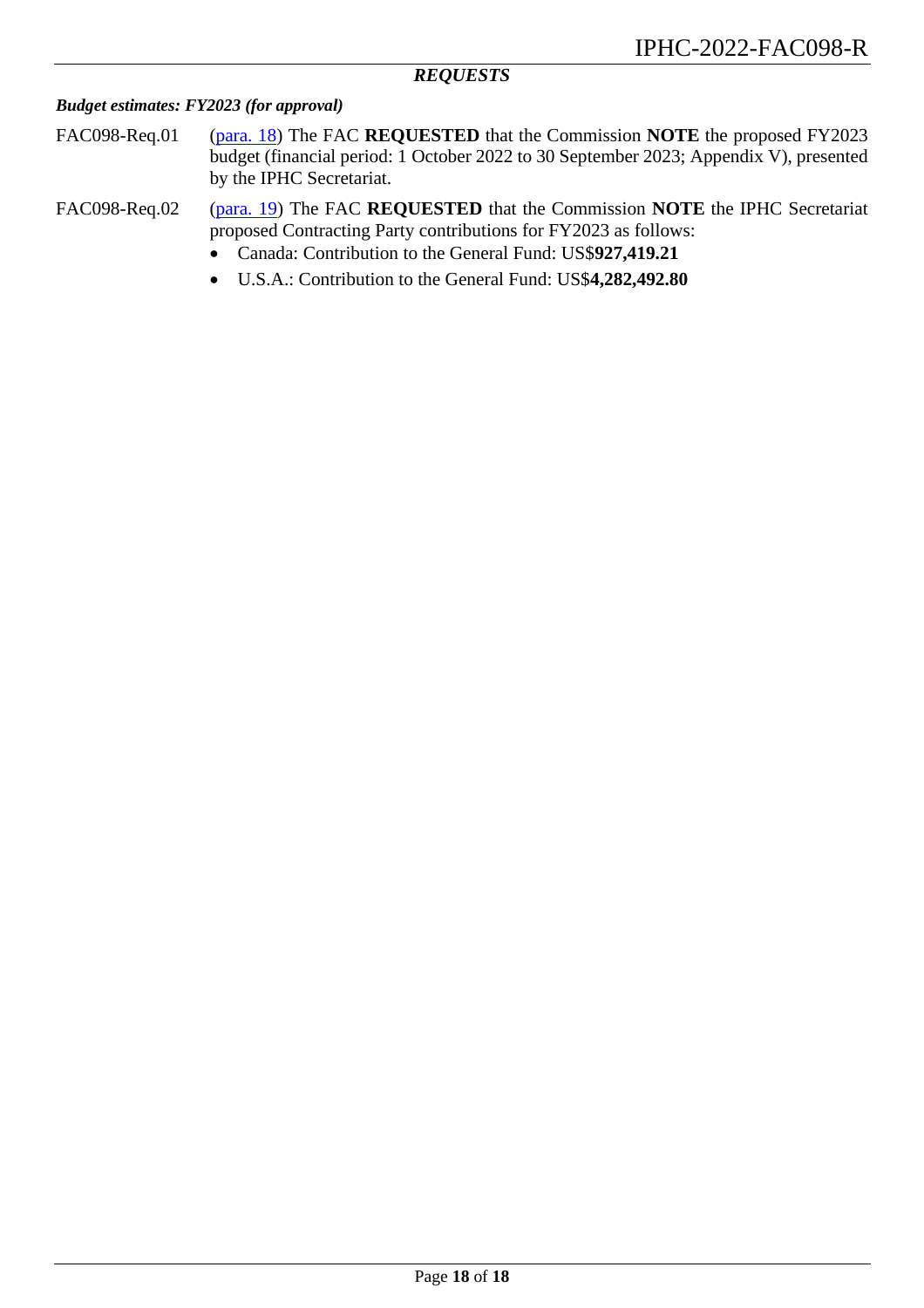## *REQUESTS*

### *Budget estimates: FY2023 (for approval)*

FAC098-Req.01 (para. 18) The FAC **REQUESTED** that the Commission **NOTE** the proposed FY2023 budget (financial period: 1 October 2022 to 30 September 2023; Appendix V), presented by the IPHC Secretariat.

FAC098-Req.02 (para. 19) The FAC **REQUESTED** that the Commission **NOTE** the IPHC Secretariat proposed Contracting Party contributions for FY2023 as follows:

- Canada: Contribution to the General Fund: US$**927,419.21**
- U.S.A.: Contribution to the General Fund: US$**4,282,492.80**